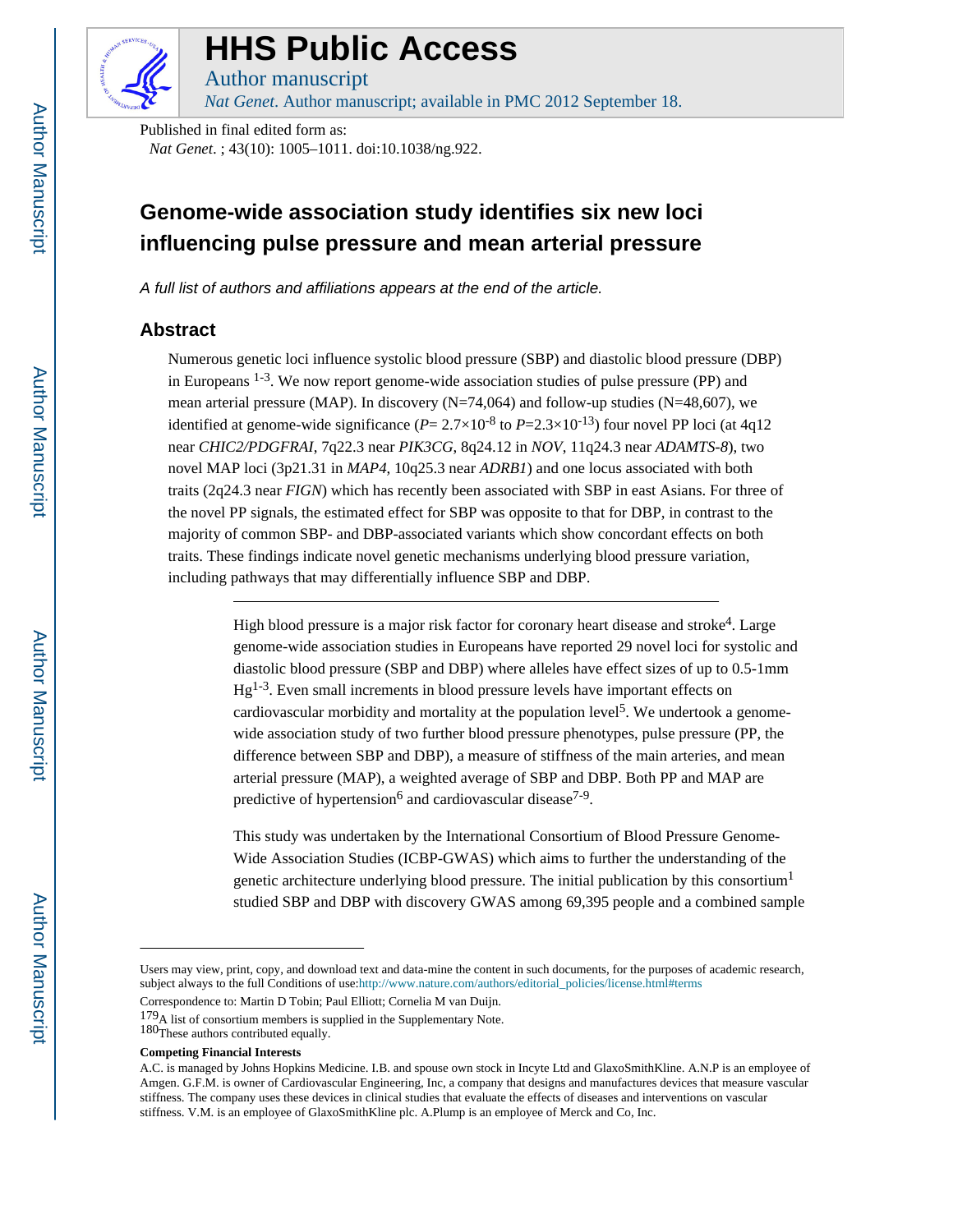# HHS Public Access

Author manuscript

*Nat Genet*. Author manuscript; available in PMC 2012 September 18.

Published in final edited form as:

*Nat Genet*. ; 43(10): 1005–1011. doi:10.1038/ng.922.

# Genome-wide association study identifies six new loci influencing pulse pressure and mean arterial pressure

*A full list of authors and affiliations appears at the end of the article.*

## Abstract

Numerous genetic loci influence systolic blood pressure (SBP) and diastolic blood pressure (DBP) in Europeans [1-3]. We now report genome-wide association studies of pulse pressure (PP) and mean arterial pressure (MAP). In discovery (N=74,064) and follow-up studies (N=48,607), we identified at genome-wide significance ($P= 2.7\times10^{-8}$ to $P=2.3\times10^{-13}$) four novel PP loci (at 4q12 near *CHIC2/PDGFRAI*, 7q22.3 near *PIK3CG*, 8q24.12 in *NOV*, 11q24.3 near *ADAMTS-8*), two novel MAP loci (3p21.31 in *MAP4*, 10q25.3 near *ADRB1*) and one locus associated with both traits (2q24.3 near *FIGN*) which has recently been associated with SBP in east Asians. For three of the novel PP signals, the estimated effect for SBP was opposite to that for DBP, in contrast to the majority of common SBP- and DBP-associated variants which show concordant effects on both traits. These findings indicate novel genetic mechanisms underlying blood pressure variation, including pathways that may differentially influence SBP and DBP.

---

High blood pressure is a major risk factor for coronary heart disease and stroke[4]. Large genome-wide association studies in Europeans have reported 29 novel loci for systolic and diastolic blood pressure (SBP and DBP) where alleles have effect sizes of up to 0.5-1mm Hg[1-3]. Even small increments in blood pressure levels have important effects on cardiovascular morbidity and mortality at the population level[5]. We undertook a genome-wide association study of two further blood pressure phenotypes, pulse pressure (PP, the difference between SBP and DBP), a measure of stiffness of the main arteries, and mean arterial pressure (MAP), a weighted average of SBP and DBP. Both PP and MAP are predictive of hypertension[6] and cardiovascular disease[7-9].

This study was undertaken by the International Consortium of Blood Pressure Genome-Wide Association Studies (ICBP-GWAS) which aims to further the understanding of the genetic architecture underlying blood pressure. The initial publication by this consortium[1] studied SBP and DBP with discovery GWAS among 69,395 people and a combined sample

---

Users may view, print, copy, and download text and data-mine the content in such documents, for the purposes of academic research, subject always to the full Conditions of use:http://www.nature.com/authors/editorial_policies/license.html#terms

Correspondence to: Martin D Tobin; Paul Elliott; Cornelia M van Duijn.

[179]A list of consortium members is supplied in the Supplementary Note.

[180]These authors contributed equally.

**Competing Financial Interests**

A.C. is managed by Johns Hopkins Medicine. I.B. and spouse own stock in Incyte Ltd and GlaxoSmithKline. A.N.P is an employee of Amgen. G.F.M. is owner of Cardiovascular Engineering, Inc, a company that designs and manufactures devices that measure vascular stiffness. The company uses these devices in clinical studies that evaluate the effects of diseases and interventions on vascular stiffness. V.M. is an employee of GlaxoSmithKline plc. A.Plump is an employee of Merck and Co, Inc.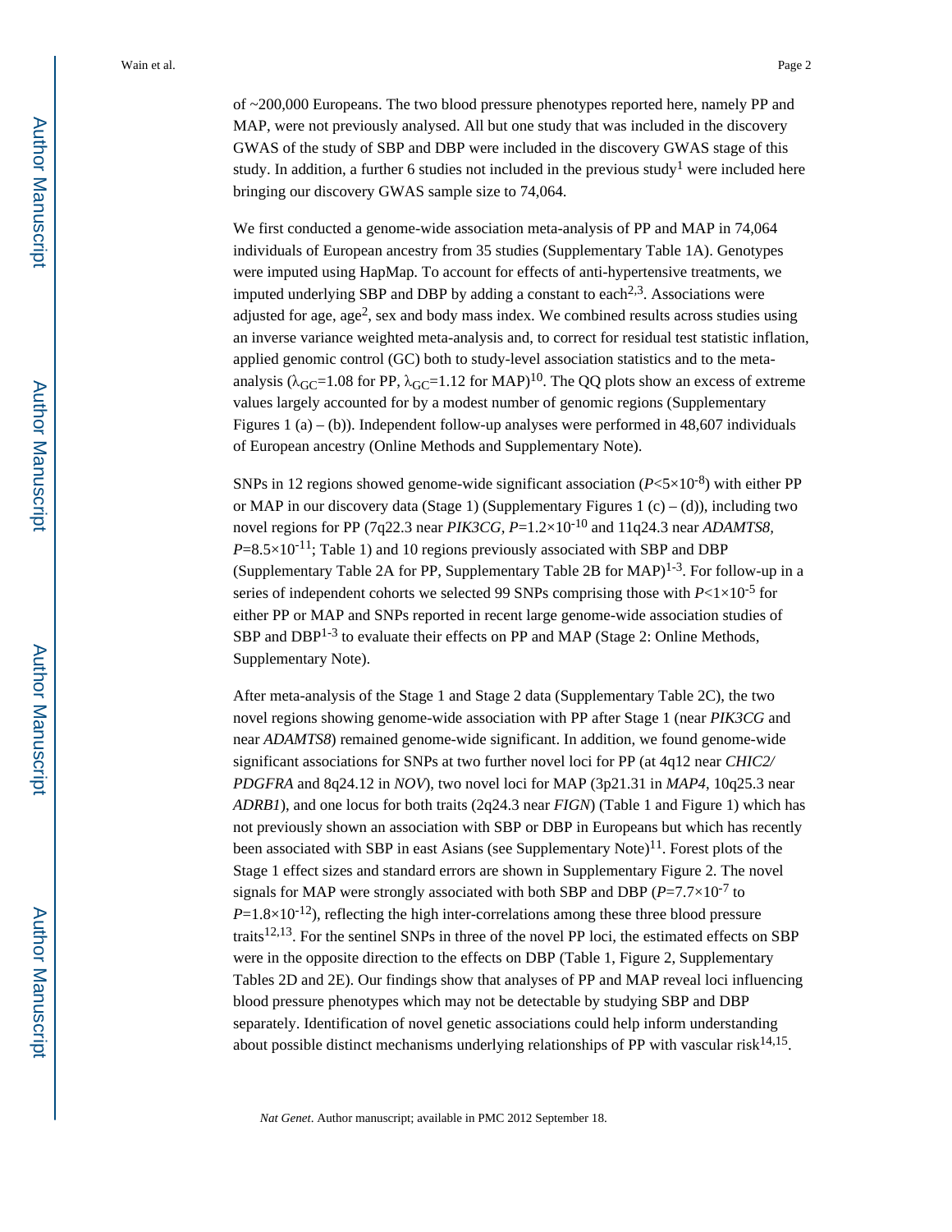of ~200,000 Europeans. The two blood pressure phenotypes reported here, namely PP and MAP, were not previously analysed. All but one study that was included in the discovery GWAS of the study of SBP and DBP were included in the discovery GWAS stage of this study. In addition, a further 6 studies not included in the previous study[1] were included here bringing our discovery GWAS sample size to 74,064.

We first conducted a genome-wide association meta-analysis of PP and MAP in 74,064 individuals of European ancestry from 35 studies (Supplementary Table 1A). Genotypes were imputed using HapMap. To account for effects of anti-hypertensive treatments, we imputed underlying SBP and DBP by adding a constant to each[2,3]. Associations were adjusted for age, age$^2$, sex and body mass index. We combined results across studies using an inverse variance weighted meta-analysis and, to correct for residual test statistic inflation, applied genomic control (GC) both to study-level association statistics and to the meta-analysis ($\lambda_{GC}$=1.08 for PP, $\lambda_{GC}$=1.12 for MAP)[10]. The QQ plots show an excess of extreme values largely accounted for by a modest number of genomic regions (Supplementary Figures 1 (a) – (b)). Independent follow-up analyses were performed in 48,607 individuals of European ancestry (Online Methods and Supplementary Note).

SNPs in 12 regions showed genome-wide significant association ($P$<5×10$^{-8}$) with either PP or MAP in our discovery data (Stage 1) (Supplementary Figures 1 (c) – (d)), including two novel regions for PP (7q22.3 near *PIK3CG*, $P$=1.2×10$^{-10}$ and 11q24.3 near *ADAMTS8*, $P$=8.5×10$^{-11}$; Table 1) and 10 regions previously associated with SBP and DBP (Supplementary Table 2A for PP, Supplementary Table 2B for MAP)[1-3]. For follow-up in a series of independent cohorts we selected 99 SNPs comprising those with $P$<1×10$^{-5}$ for either PP or MAP and SNPs reported in recent large genome-wide association studies of SBP and DBP[1-3] to evaluate their effects on PP and MAP (Stage 2: Online Methods, Supplementary Note).

After meta-analysis of the Stage 1 and Stage 2 data (Supplementary Table 2C), the two novel regions showing genome-wide association with PP after Stage 1 (near *PIK3CG* and near *ADAMTS8*) remained genome-wide significant. In addition, we found genome-wide significant associations for SNPs at two further novel loci for PP (at 4q12 near *CHIC2/PDGFRA* and 8q24.12 in *NOV*), two novel loci for MAP (3p21.31 in *MAP4*, 10q25.3 near *ADRB1*), and one locus for both traits (2q24.3 near *FIGN*) (Table 1 and Figure 1) which has not previously shown an association with SBP or DBP in Europeans but which has recently been associated with SBP in east Asians (see Supplementary Note)[11]. Forest plots of the Stage 1 effect sizes and standard errors are shown in Supplementary Figure 2. The novel signals for MAP were strongly associated with both SBP and DBP ($P$=7.7×10$^{-7}$ to $P$=1.8×10$^{-12}$), reflecting the high inter-correlations among these three blood pressure traits[12,13]. For the sentinel SNPs in three of the novel PP loci, the estimated effects on SBP were in the opposite direction to the effects on DBP (Table 1, Figure 2, Supplementary Tables 2D and 2E). Our findings show that analyses of PP and MAP reveal loci influencing blood pressure phenotypes which may not be detectable by studying SBP and DBP separately. Identification of novel genetic associations could help inform understanding about possible distinct mechanisms underlying relationships of PP with vascular risk[14,15].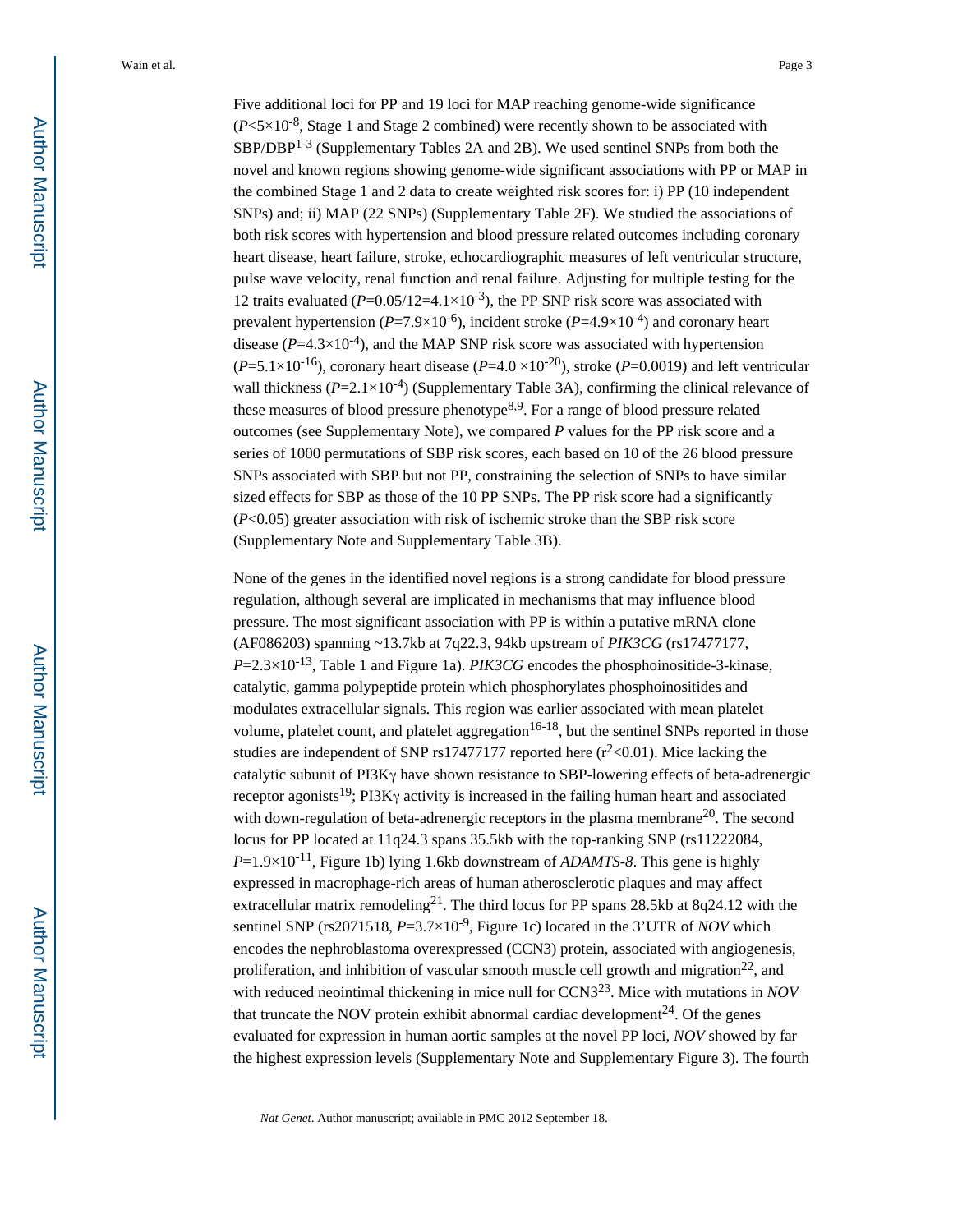Five additional loci for PP and 19 loci for MAP reaching genome-wide significance ($P<5\times10^{-8}$, Stage 1 and Stage 2 combined) were recently shown to be associated with SBP/DBP[1-3] (Supplementary Tables 2A and 2B). We used sentinel SNPs from both the novel and known regions showing genome-wide significant associations with PP or MAP in the combined Stage 1 and 2 data to create weighted risk scores for: i) PP (10 independent SNPs) and; ii) MAP (22 SNPs) (Supplementary Table 2F). We studied the associations of both risk scores with hypertension and blood pressure related outcomes including coronary heart disease, heart failure, stroke, echocardiographic measures of left ventricular structure, pulse wave velocity, renal function and renal failure. Adjusting for multiple testing for the 12 traits evaluated ($P=0.05/12=4.1\times10^{-3}$), the PP SNP risk score was associated with prevalent hypertension ($P=7.9\times10^{-6}$), incident stroke ($P=4.9\times10^{-4}$) and coronary heart disease ($P=4.3\times10^{-4}$), and the MAP SNP risk score was associated with hypertension ($P=5.1\times10^{-16}$), coronary heart disease ($P=4.0\times10^{-20}$), stroke ($P=0.0019$) and left ventricular wall thickness ($P=2.1\times10^{-4}$) (Supplementary Table 3A), confirming the clinical relevance of these measures of blood pressure phenotype[8,9]. For a range of blood pressure related outcomes (see Supplementary Note), we compared *P* values for the PP risk score and a series of 1000 permutations of SBP risk scores, each based on 10 of the 26 blood pressure SNPs associated with SBP but not PP, constraining the selection of SNPs to have similar sized effects for SBP as those of the 10 PP SNPs. The PP risk score had a significantly ($P<0.05$) greater association with risk of ischemic stroke than the SBP risk score (Supplementary Note and Supplementary Table 3B).

None of the genes in the identified novel regions is a strong candidate for blood pressure regulation, although several are implicated in mechanisms that may influence blood pressure. The most significant association with PP is within a putative mRNA clone (AF086203) spanning ~13.7kb at 7q22.3, 94kb upstream of *PIK3CG* (rs17477177, $P=2.3\times10^{-13}$, Table 1 and Figure 1a). *PIK3CG* encodes the phosphoinositide-3-kinase, catalytic, gamma polypeptide protein which phosphorylates phosphoinositides and modulates extracellular signals. This region was earlier associated with mean platelet volume, platelet count, and platelet aggregation[16-18], but the sentinel SNPs reported in those studies are independent of SNP rs17477177 reported here ($r^2<0.01$). Mice lacking the catalytic subunit of PI3Kγ have shown resistance to SBP-lowering effects of beta-adrenergic receptor agonists[19]; PI3Kγ activity is increased in the failing human heart and associated with down-regulation of beta-adrenergic receptors in the plasma membrane[20]. The second locus for PP located at 11q24.3 spans 35.5kb with the top-ranking SNP (rs11222084, $P=1.9\times10^{-11}$, Figure 1b) lying 1.6kb downstream of *ADAMTS-8*. This gene is highly expressed in macrophage-rich areas of human atherosclerotic plaques and may affect extracellular matrix remodeling[21]. The third locus for PP spans 28.5kb at 8q24.12 with the sentinel SNP (rs2071518, $P=3.7\times10^{-9}$, Figure 1c) located in the 3'UTR of *NOV* which encodes the nephroblastoma overexpressed (CCN3) protein, associated with angiogenesis, proliferation, and inhibition of vascular smooth muscle cell growth and migration[22], and with reduced neointimal thickening in mice null for CCN3[23]. Mice with mutations in *NOV* that truncate the NOV protein exhibit abnormal cardiac development[24]. Of the genes evaluated for expression in human aortic samples at the novel PP loci, *NOV* showed by far the highest expression levels (Supplementary Note and Supplementary Figure 3). The fourth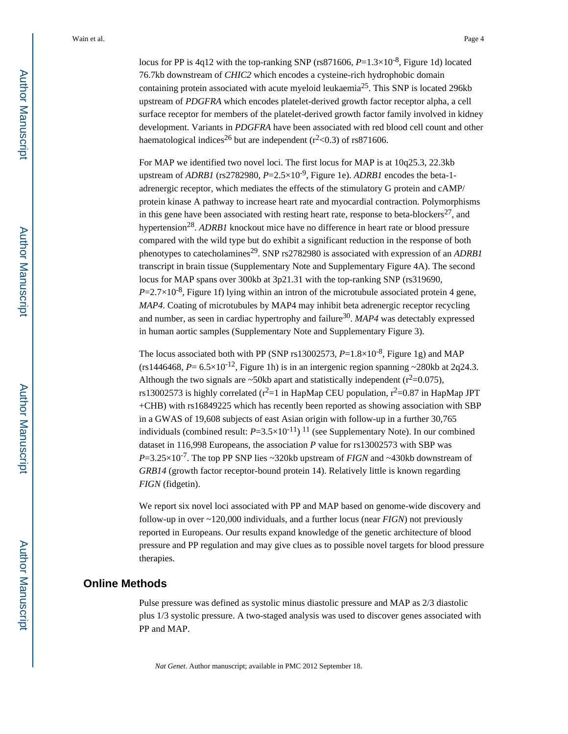locus for PP is 4q12 with the top-ranking SNP (rs871606, $P=1.3\times10^{-8}$, Figure 1d) located 76.7kb downstream of *CHIC2* which encodes a cysteine-rich hydrophobic domain containing protein associated with acute myeloid leukaemia[25]. This SNP is located 296kb upstream of *PDGFRA* which encodes platelet-derived growth factor receptor alpha, a cell surface receptor for members of the platelet-derived growth factor family involved in kidney development. Variants in *PDGFRA* have been associated with red blood cell count and other haematological indices[26] but are independent ($r^2<0.3$) of rs871606.

For MAP we identified two novel loci. The first locus for MAP is at 10q25.3, 22.3kb upstream of *ADRB1* (rs2782980, $P=2.5\times10^{-9}$, Figure 1e). *ADRB1* encodes the beta-1-adrenergic receptor, which mediates the effects of the stimulatory G protein and cAMP/protein kinase A pathway to increase heart rate and myocardial contraction. Polymorphisms in this gene have been associated with resting heart rate, response to beta-blockers[27], and hypertension[28]. *ADRB1* knockout mice have no difference in heart rate or blood pressure compared with the wild type but do exhibit a significant reduction in the response of both phenotypes to catecholamines[29]. SNP rs2782980 is associated with expression of an *ADRB1* transcript in brain tissue (Supplementary Note and Supplementary Figure 4A). The second locus for MAP spans over 300kb at 3p21.31 with the top-ranking SNP (rs319690, $P=2.7\times10^{-8}$, Figure 1f) lying within an intron of the microtubule associated protein 4 gene, *MAP4*. Coating of microtubules by MAP4 may inhibit beta adrenergic receptor recycling and number, as seen in cardiac hypertrophy and failure[30]. *MAP4* was detectably expressed in human aortic samples (Supplementary Note and Supplementary Figure 3).

The locus associated both with PP (SNP rs13002573, $P=1.8\times10^{-8}$, Figure 1g) and MAP (rs1446468, $P=6.5\times10^{-12}$, Figure 1h) is in an intergenic region spanning ~280kb at 2q24.3. Although the two signals are ~50kb apart and statistically independent ($r^2=0.075$), rs13002573 is highly correlated ($r^2=1$ in HapMap CEU population, $r^2=0.87$ in HapMap JPT+CHB) with rs16849225 which has recently been reported as showing association with SBP in a GWAS of 19,608 subjects of east Asian origin with follow-up in a further 30,765 individuals (combined result: $P=3.5\times10^{-11}$) [11] (see Supplementary Note). In our combined dataset in 116,998 Europeans, the association *P* value for rs13002573 with SBP was $P=3.25\times10^{-7}$. The top PP SNP lies ~320kb upstream of *FIGN* and ~430kb downstream of *GRB14* (growth factor receptor-bound protein 14). Relatively little is known regarding *FIGN* (fidgetin).

We report six novel loci associated with PP and MAP based on genome-wide discovery and follow-up in over ~120,000 individuals, and a further locus (near *FIGN*) not previously reported in Europeans. Our results expand knowledge of the genetic architecture of blood pressure and PP regulation and may give clues as to possible novel targets for blood pressure therapies.

## Online Methods

Pulse pressure was defined as systolic minus diastolic pressure and MAP as 2/3 diastolic plus 1/3 systolic pressure. A two-staged analysis was used to discover genes associated with PP and MAP.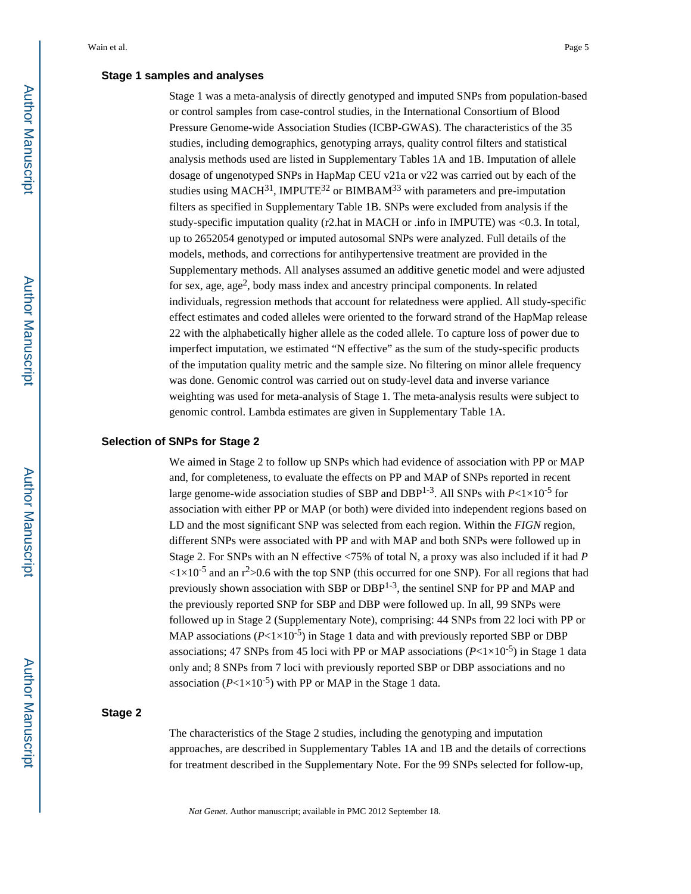### Stage 1 samples and analyses

Stage 1 was a meta-analysis of directly genotyped and imputed SNPs from population-based or control samples from case-control studies, in the International Consortium of Blood Pressure Genome-wide Association Studies (ICBP-GWAS). The characteristics of the 35 studies, including demographics, genotyping arrays, quality control filters and statistical analysis methods used are listed in Supplementary Tables 1A and 1B. Imputation of allele dosage of ungenotyped SNPs in HapMap CEU v21a or v22 was carried out by each of the studies using MACH[31], IMPUTE[32] or BIMBAM[33] with parameters and pre-imputation filters as specified in Supplementary Table 1B. SNPs were excluded from analysis if the study-specific imputation quality (r2.hat in MACH or .info in IMPUTE) was <0.3. In total, up to 2652054 genotyped or imputed autosomal SNPs were analyzed. Full details of the models, methods, and corrections for antihypertensive treatment are provided in the Supplementary methods. All analyses assumed an additive genetic model and were adjusted for sex, age, age$^2$, body mass index and ancestry principal components. In related individuals, regression methods that account for relatedness were applied. All study-specific effect estimates and coded alleles were oriented to the forward strand of the HapMap release 22 with the alphabetically higher allele as the coded allele. To capture loss of power due to imperfect imputation, we estimated "N effective" as the sum of the study-specific products of the imputation quality metric and the sample size. No filtering on minor allele frequency was done. Genomic control was carried out on study-level data and inverse variance weighting was used for meta-analysis of Stage 1. The meta-analysis results were subject to genomic control. Lambda estimates are given in Supplementary Table 1A.

### Selection of SNPs for Stage 2

We aimed in Stage 2 to follow up SNPs which had evidence of association with PP or MAP and, for completeness, to evaluate the effects on PP and MAP of SNPs reported in recent large genome-wide association studies of SBP and DBP[1-3]. All SNPs with $P<1\times10^{-5}$ for association with either PP or MAP (or both) were divided into independent regions based on LD and the most significant SNP was selected from each region. Within the *FIGN* region, different SNPs were associated with PP and with MAP and both SNPs were followed up in Stage 2. For SNPs with an N effective <75% of total N, a proxy was also included if it had $P<1\times10^{-5}$ and an $r^2>0.6$ with the top SNP (this occurred for one SNP). For all regions that had previously shown association with SBP or DBP[1-3], the sentinel SNP for PP and MAP and the previously reported SNP for SBP and DBP were followed up. In all, 99 SNPs were followed up in Stage 2 (Supplementary Note), comprising: 44 SNPs from 22 loci with PP or MAP associations ($P<1\times10^{-5}$) in Stage 1 data and with previously reported SBP or DBP associations; 47 SNPs from 45 loci with PP or MAP associations ($P<1\times10^{-5}$) in Stage 1 data only and; 8 SNPs from 7 loci with previously reported SBP or DBP associations and no association ($P<1\times10^{-5}$) with PP or MAP in the Stage 1 data.

### Stage 2

The characteristics of the Stage 2 studies, including the genotyping and imputation approaches, are described in Supplementary Tables 1A and 1B and the details of corrections for treatment described in the Supplementary Note. For the 99 SNPs selected for follow-up,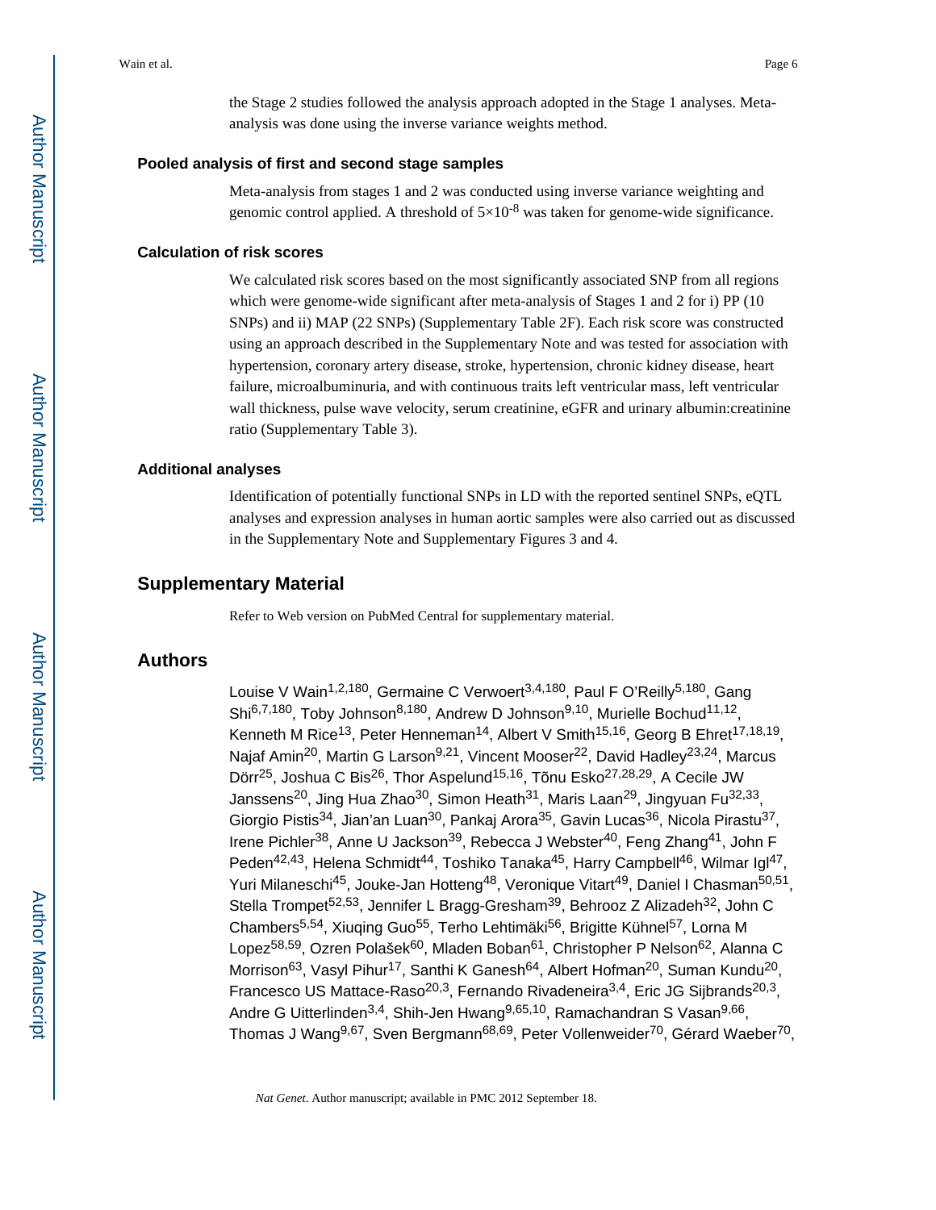the Stage 2 studies followed the analysis approach adopted in the Stage 1 analyses. Meta-analysis was done using the inverse variance weights method.

### Pooled analysis of first and second stage samples

Meta-analysis from stages 1 and 2 was conducted using inverse variance weighting and genomic control applied. A threshold of $5\times10^{-8}$ was taken for genome-wide significance.

### Calculation of risk scores

We calculated risk scores based on the most significantly associated SNP from all regions which were genome-wide significant after meta-analysis of Stages 1 and 2 for i) PP (10 SNPs) and ii) MAP (22 SNPs) (Supplementary Table 2F). Each risk score was constructed using an approach described in the Supplementary Note and was tested for association with hypertension, coronary artery disease, stroke, hypertension, chronic kidney disease, heart failure, microalbuminuria, and with continuous traits left ventricular mass, left ventricular wall thickness, pulse wave velocity, serum creatinine, eGFR and urinary albumin:creatinine ratio (Supplementary Table 3).

### Additional analyses

Identification of potentially functional SNPs in LD with the reported sentinel SNPs, eQTL analyses and expression analyses in human aortic samples were also carried out as discussed in the Supplementary Note and Supplementary Figures 3 and 4.

## Supplementary Material

Refer to Web version on PubMed Central for supplementary material.

## Authors

Louise V Wain[1,2,180], Germaine C Verwoert[3,4,180], Paul F O'Reilly[5,180], Gang Shi[6,7,180], Toby Johnson[8,180], Andrew D Johnson[9,10], Murielle Bochud[11,12], Kenneth M Rice[13], Peter Henneman[14], Albert V Smith[15,16], Georg B Ehret[17,18,19], Najaf Amin[20], Martin G Larson[9,21], Vincent Mooser[22], David Hadley[23,24], Marcus Dörr[25], Joshua C Bis[26], Thor Aspelund[15,16], Tõnu Esko[27,28,29], A Cecile JW Janssens[20], Jing Hua Zhao[30], Simon Heath[31], Maris Laan[29], Jingyuan Fu[32,33], Giorgio Pistis[34], Jian'an Luan[30], Pankaj Arora[35], Gavin Lucas[36], Nicola Pirastu[37], Irene Pichler[38], Anne U Jackson[39], Rebecca J Webster[40], Feng Zhang[41], John F Peden[42,43], Helena Schmidt[44], Toshiko Tanaka[45], Harry Campbell[46], Wilmar Igl[47], Yuri Milaneschi[45], Jouke-Jan Hotteng[48], Veronique Vitart[49], Daniel I Chasman[50,51], Stella Trompet[52,53], Jennifer L Bragg-Gresham[39], Behrooz Z Alizadeh[32], John C Chambers[5,54], Xiuqing Guo[55], Terho Lehtimäki[56], Brigitte Kühnel[57], Lorna M Lopez[58,59], Ozren Polašek[60], Mladen Boban[61], Christopher P Nelson[62], Alanna C Morrison[63], Vasyl Pihur[17], Santhi K Ganesh[64], Albert Hofman[20], Suman Kundu[20], Francesco US Mattace-Raso[20,3], Fernando Rivadeneira[3,4], Eric JG Sijbrands[20,3], Andre G Uitterlinden[3,4], Shih-Jen Hwang[9,65,10], Ramachandran S Vasan[9,66], Thomas J Wang[9,67], Sven Bergmann[68,69], Peter Vollenweider[70], Gérard Waeber[70],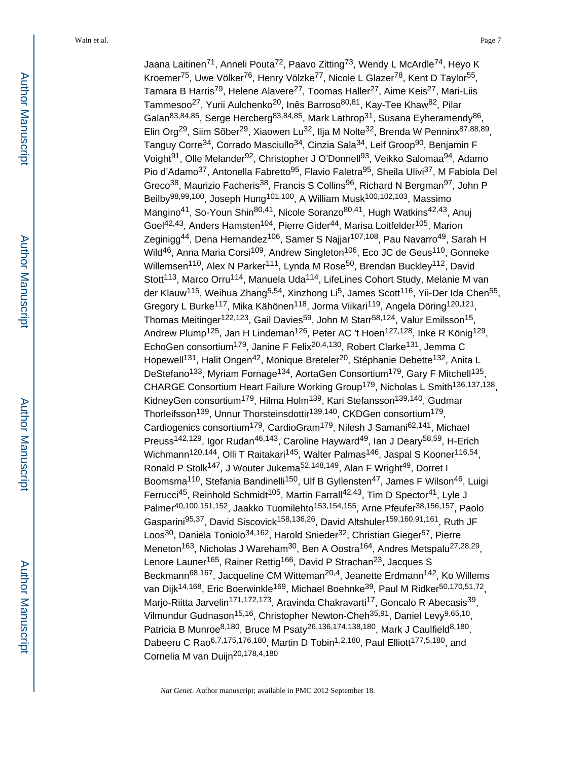Jaana Laitinen[71], Anneli Pouta[72], Paavo Zitting[73], Wendy L McArdle[74], Heyo K Kroemer[75], Uwe Völker[76], Henry Völzke[77], Nicole L Glazer[78], Kent D Taylor[55], Tamara B Harris[79], Helene Alavere[27], Toomas Haller[27], Aime Keis[27], Mari-Liis Tammesoo[27], Yurii Aulchenko[20], Inês Barroso[80,81], Kay-Tee Khaw[82], Pilar Galan[83,84,85], Serge Hercberg[83,84,85], Mark Lathrop[31], Susana Eyheramendy[86], Elin Org[29], Siim Sõber[29], Xiaowen Lu[32], Ilja M Nolte[32], Brenda W Penninx[87,88,89], Tanguy Corre[34], Corrado Masciullo[34], Cinzia Sala[34], Leif Groop[90], Benjamin F Voight[91], Olle Melander[92], Christopher J O'Donnell[93], Veikko Salomaa[94], Adamo Pio d'Adamo[37], Antonella Fabretto[95], Flavio Faletra[95], Sheila Ulivi[37], M Fabiola Del Greco[38], Maurizio Facheris[38], Francis S Collins[96], Richard N Bergman[97], John P Beilby[98,99,100], Joseph Hung[101,100], A William Musk[100,102,103], Massimo Mangino[41], So-Youn Shin[80,41], Nicole Soranzo[80,41], Hugh Watkins[42,43], Anuj Goel[42,43], Anders Hamsten[104], Pierre Gider[44], Marisa Loitfelder[105], Marion Zeginigg[44], Dena Hernandez[106], Samer S Najjar[107,108], Pau Navarro[49], Sarah H Wild[46], Anna Maria Corsi[109], Andrew Singleton[106], Eco JC de Geus[110], Gonneke Willemsen[110], Alex N Parker[111], Lynda M Rose[50], Brendan Buckley[112], David Stott[113], Marco Orru[114], Manuela Uda[114], LifeLines Cohort Study, Melanie M van der Klauw[115], Weihua Zhang[5,54], Xinzhong Li[5], James Scott[116], Yii-Der Ida Chen[55], Gregory L Burke[117], Mika Kähönen[118], Jorma Viikari[119], Angela Döring[120,121], Thomas Meitinger[122,123], Gail Davies[59], John M Starr[58,124], Valur Emilsson[15], Andrew Plump[125], Jan H Lindeman[126], Peter AC 't Hoen[127,128], Inke R König[129], EchoGen consortium[179], Janine F Felix[20,4,130], Robert Clarke[131], Jemma C Hopewell[131], Halit Ongen[42], Monique Breteler[20], Stéphanie Debette[132], Anita L DeStefano[133], Myriam Fornage[134], AortaGen Consortium[179], Gary F Mitchell[135], CHARGE Consortium Heart Failure Working Group[179], Nicholas L Smith[136,137,138], KidneyGen consortium[179], Hilma Holm[139], Kari Stefansson[139,140], Gudmar Thorleifsson[139], Unnur Thorsteinsdottir[139,140], CKDGen consortium[179], Cardiogenics consortium[179], CardioGram[179], Nilesh J Samani[62,141], Michael Preuss[142,129], Igor Rudan[46,143], Caroline Hayward[49], Ian J Deary[58,59], H-Erich Wichmann[120,144], Olli T Raitakari[145], Walter Palmas[146], Jaspal S Kooner[116,54], Ronald P Stolk[147], J Wouter Jukema[52,148,149], Alan F Wright[49], Dorret I Boomsma[110], Stefania Bandinelli[150], Ulf B Gyllensten[47], James F Wilson[46], Luigi Ferrucci[45], Reinhold Schmidt[105], Martin Farrall[42,43], Tim D Spector[41], Lyle J Palmer[40,100,151,152], Jaakko Tuomilehto[153,154,155], Arne Pfeufer[38,156,157], Paolo Gasparini[95,37], David Siscovick[158,136,26], David Altshuler[159,160,91,161], Ruth JF Loos[30], Daniela Toniolo[34,162], Harold Snieder[32], Christian Gieger[57], Pierre Meneton[163], Nicholas J Wareham[30], Ben A Oostra[164], Andres Metspalu[27,28,29], Lenore Launer[165], Rainer Rettig[166], David P Strachan[23], Jacques S Beckmann[68,167], Jacqueline CM Witteman[20,4], Jeanette Erdmann[142], Ko Willems van Dijk[14,168], Eric Boerwinkle[169], Michael Boehnke[39], Paul M Ridker[50,170,51,72], Marjo-Riitta Jarvelin[171,172,173], Aravinda Chakravarti[17], Goncalo R Abecasis[39], Vilmundur Gudnason[15,16], Christopher Newton-Cheh[35,91], Daniel Levy[9,65,10], Patricia B Munroe[8,180], Bruce M Psaty[26,136,174,138,180], Mark J Caulfield[8,180], Dabeeru C Rao[6,7,175,176,180], Martin D Tobin[1,2,180], Paul Elliott[177,5,180], and Cornelia M van Duijn[20,178,4,180]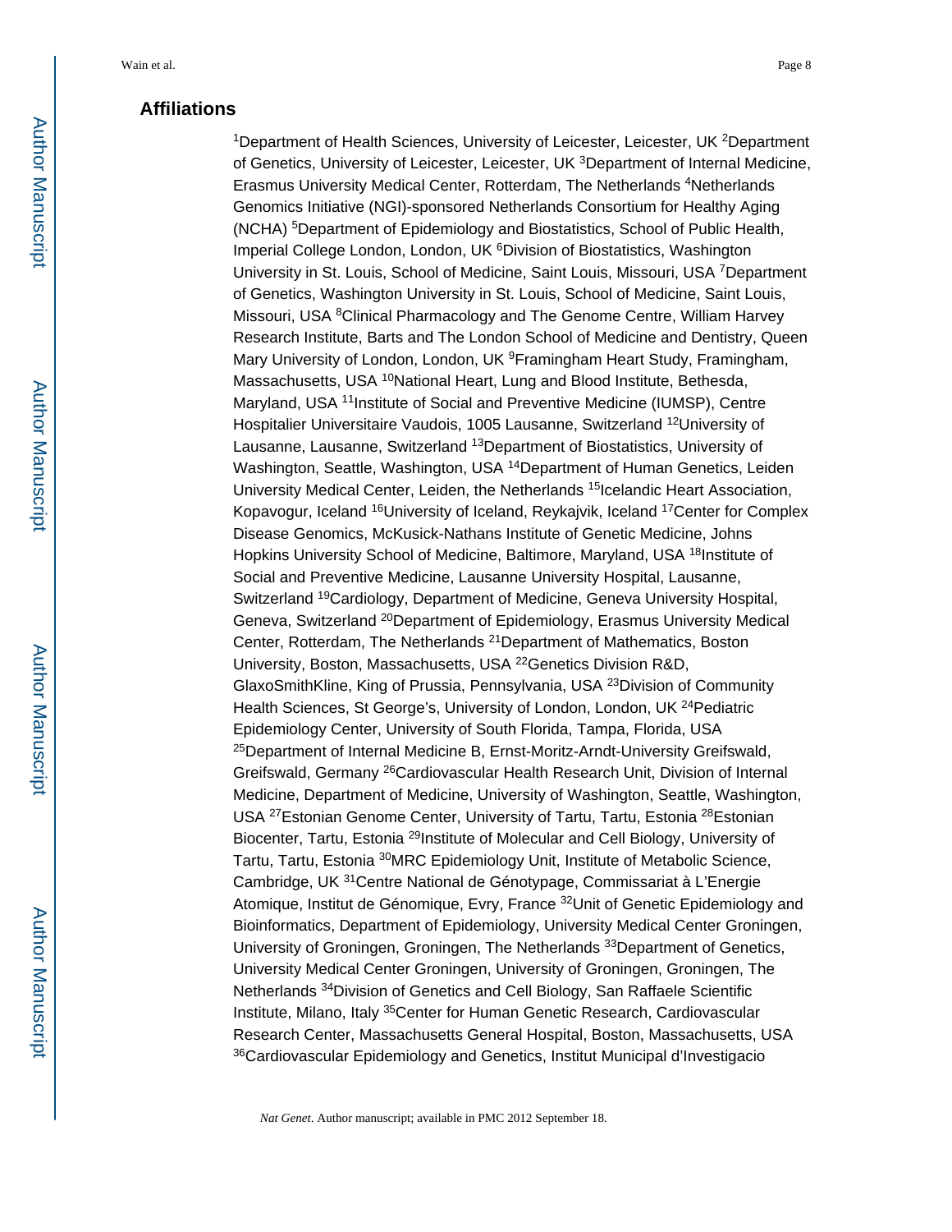## Affiliations

[1]Department of Health Sciences, University of Leicester, Leicester, UK [2]Department of Genetics, University of Leicester, Leicester, UK [3]Department of Internal Medicine, Erasmus University Medical Center, Rotterdam, The Netherlands [4]Netherlands Genomics Initiative (NGI)-sponsored Netherlands Consortium for Healthy Aging (NCHA) [5]Department of Epidemiology and Biostatistics, School of Public Health, Imperial College London, London, UK [6]Division of Biostatistics, Washington University in St. Louis, School of Medicine, Saint Louis, Missouri, USA [7]Department of Genetics, Washington University in St. Louis, School of Medicine, Saint Louis, Missouri, USA [8]Clinical Pharmacology and The Genome Centre, William Harvey Research Institute, Barts and The London School of Medicine and Dentistry, Queen Mary University of London, London, UK [9]Framingham Heart Study, Framingham, Massachusetts, USA [10]National Heart, Lung and Blood Institute, Bethesda, Maryland, USA [11]Institute of Social and Preventive Medicine (IUMSP), Centre Hospitalier Universitaire Vaudois, 1005 Lausanne, Switzerland [12]University of Lausanne, Lausanne, Switzerland [13]Department of Biostatistics, University of Washington, Seattle, Washington, USA [14]Department of Human Genetics, Leiden University Medical Center, Leiden, the Netherlands [15]Icelandic Heart Association, Kopavogur, Iceland [16]University of Iceland, Reykajvik, Iceland [17]Center for Complex Disease Genomics, McKusick-Nathans Institute of Genetic Medicine, Johns Hopkins University School of Medicine, Baltimore, Maryland, USA [18]Institute of Social and Preventive Medicine, Lausanne University Hospital, Lausanne, Switzerland [19]Cardiology, Department of Medicine, Geneva University Hospital, Geneva, Switzerland [20]Department of Epidemiology, Erasmus University Medical Center, Rotterdam, The Netherlands [21]Department of Mathematics, Boston University, Boston, Massachusetts, USA [22]Genetics Division R&D, GlaxoSmithKline, King of Prussia, Pennsylvania, USA [23]Division of Community Health Sciences, St George's, University of London, London, UK [24]Pediatric Epidemiology Center, University of South Florida, Tampa, Florida, USA [25]Department of Internal Medicine B, Ernst-Moritz-Arndt-University Greifswald, Greifswald, Germany [26]Cardiovascular Health Research Unit, Division of Internal Medicine, Department of Medicine, University of Washington, Seattle, Washington, USA [27]Estonian Genome Center, University of Tartu, Tartu, Estonia [28]Estonian Biocenter, Tartu, Estonia [29]Institute of Molecular and Cell Biology, University of Tartu, Tartu, Estonia [30]MRC Epidemiology Unit, Institute of Metabolic Science, Cambridge, UK [31]Centre National de Génotypage, Commissariat à L'Energie Atomique, Institut de Génomique, Evry, France [32]Unit of Genetic Epidemiology and Bioinformatics, Department of Epidemiology, University Medical Center Groningen, University of Groningen, Groningen, The Netherlands [33]Department of Genetics, University Medical Center Groningen, University of Groningen, Groningen, The Netherlands [34]Division of Genetics and Cell Biology, San Raffaele Scientific Institute, Milano, Italy [35]Center for Human Genetic Research, Cardiovascular Research Center, Massachusetts General Hospital, Boston, Massachusetts, USA [36]Cardiovascular Epidemiology and Genetics, Institut Municipal d'Investigacio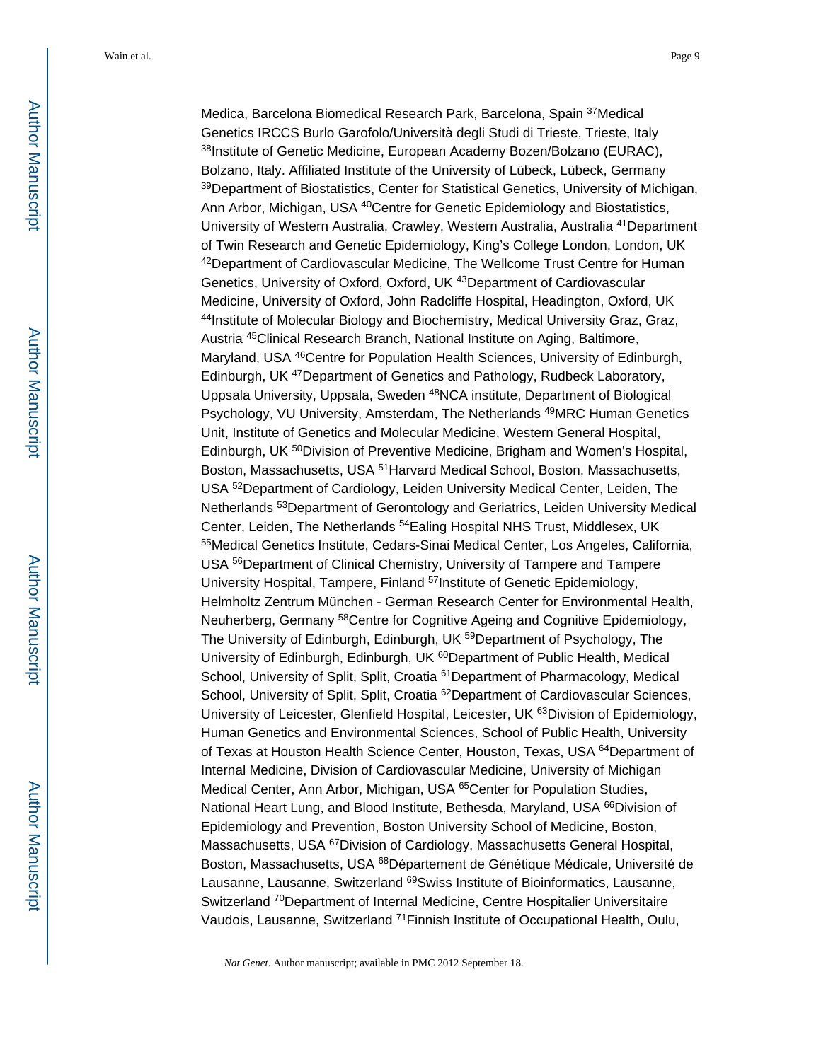Medica, Barcelona Biomedical Research Park, Barcelona, Spain [37]Medical Genetics IRCCS Burlo Garofolo/Università degli Studi di Trieste, Trieste, Italy [38]Institute of Genetic Medicine, European Academy Bozen/Bolzano (EURAC), Bolzano, Italy. Affiliated Institute of the University of Lübeck, Lübeck, Germany [39]Department of Biostatistics, Center for Statistical Genetics, University of Michigan, Ann Arbor, Michigan, USA [40]Centre for Genetic Epidemiology and Biostatistics, University of Western Australia, Crawley, Western Australia, Australia [41]Department of Twin Research and Genetic Epidemiology, King's College London, London, UK [42]Department of Cardiovascular Medicine, The Wellcome Trust Centre for Human Genetics, University of Oxford, Oxford, UK [43]Department of Cardiovascular Medicine, University of Oxford, John Radcliffe Hospital, Headington, Oxford, UK [44]Institute of Molecular Biology and Biochemistry, Medical University Graz, Graz, Austria [45]Clinical Research Branch, National Institute on Aging, Baltimore, Maryland, USA [46]Centre for Population Health Sciences, University of Edinburgh, Edinburgh, UK [47]Department of Genetics and Pathology, Rudbeck Laboratory, Uppsala University, Uppsala, Sweden [48]NCA institute, Department of Biological Psychology, VU University, Amsterdam, The Netherlands [49]MRC Human Genetics Unit, Institute of Genetics and Molecular Medicine, Western General Hospital, Edinburgh, UK [50]Division of Preventive Medicine, Brigham and Women's Hospital, Boston, Massachusetts, USA [51]Harvard Medical School, Boston, Massachusetts, USA [52]Department of Cardiology, Leiden University Medical Center, Leiden, The Netherlands [53]Department of Gerontology and Geriatrics, Leiden University Medical Center, Leiden, The Netherlands [54]Ealing Hospital NHS Trust, Middlesex, UK [55]Medical Genetics Institute, Cedars-Sinai Medical Center, Los Angeles, California, USA [56]Department of Clinical Chemistry, University of Tampere and Tampere University Hospital, Tampere, Finland [57]Institute of Genetic Epidemiology, Helmholtz Zentrum München - German Research Center for Environmental Health, Neuherberg, Germany [58]Centre for Cognitive Ageing and Cognitive Epidemiology, The University of Edinburgh, Edinburgh, UK [59]Department of Psychology, The University of Edinburgh, Edinburgh, UK [60]Department of Public Health, Medical School, University of Split, Split, Croatia [61]Department of Pharmacology, Medical School, University of Split, Split, Croatia [62]Department of Cardiovascular Sciences, University of Leicester, Glenfield Hospital, Leicester, UK [63]Division of Epidemiology, Human Genetics and Environmental Sciences, School of Public Health, University of Texas at Houston Health Science Center, Houston, Texas, USA [64]Department of Internal Medicine, Division of Cardiovascular Medicine, University of Michigan Medical Center, Ann Arbor, Michigan, USA [65]Center for Population Studies, National Heart Lung, and Blood Institute, Bethesda, Maryland, USA [66]Division of Epidemiology and Prevention, Boston University School of Medicine, Boston, Massachusetts, USA [67]Division of Cardiology, Massachusetts General Hospital, Boston, Massachusetts, USA [68]Département de Génétique Médicale, Université de Lausanne, Lausanne, Switzerland [69]Swiss Institute of Bioinformatics, Lausanne, Switzerland [70]Department of Internal Medicine, Centre Hospitalier Universitaire Vaudois, Lausanne, Switzerland [71]Finnish Institute of Occupational Health, Oulu,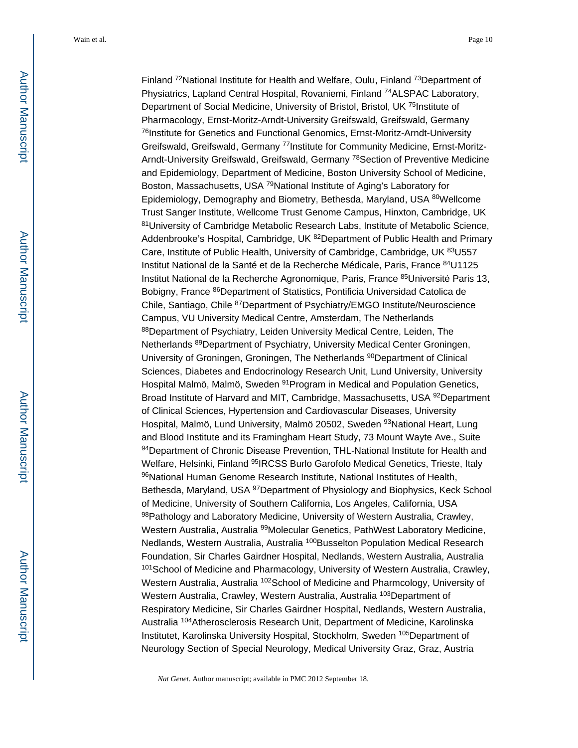Finland [72]National Institute for Health and Welfare, Oulu, Finland [73]Department of Physiatrics, Lapland Central Hospital, Rovaniemi, Finland [74]ALSPAC Laboratory, Department of Social Medicine, University of Bristol, Bristol, UK [75]Institute of Pharmacology, Ernst-Moritz-Arndt-University Greifswald, Greifswald, Germany [76]Institute for Genetics and Functional Genomics, Ernst-Moritz-Arndt-University Greifswald, Greifswald, Germany [77]Institute for Community Medicine, Ernst-Moritz-Arndt-University Greifswald, Greifswald, Germany [78]Section of Preventive Medicine and Epidemiology, Department of Medicine, Boston University School of Medicine, Boston, Massachusetts, USA [79]National Institute of Aging's Laboratory for Epidemiology, Demography and Biometry, Bethesda, Maryland, USA [80]Wellcome Trust Sanger Institute, Wellcome Trust Genome Campus, Hinxton, Cambridge, UK [81]University of Cambridge Metabolic Research Labs, Institute of Metabolic Science, Addenbrooke's Hospital, Cambridge, UK [82]Department of Public Health and Primary Care, Institute of Public Health, University of Cambridge, Cambridge, UK [83]U557 Institut National de la Santé et de la Recherche Médicale, Paris, France [84]U1125 Institut National de la Recherche Agronomique, Paris, France [85]Université Paris 13, Bobigny, France [86]Department of Statistics, Pontificia Universidad Catolica de Chile, Santiago, Chile [87]Department of Psychiatry/EMGO Institute/Neuroscience Campus, VU University Medical Centre, Amsterdam, The Netherlands [88]Department of Psychiatry, Leiden University Medical Centre, Leiden, The Netherlands [89]Department of Psychiatry, University Medical Center Groningen, University of Groningen, Groningen, The Netherlands [90]Department of Clinical Sciences, Diabetes and Endocrinology Research Unit, Lund University, University Hospital Malmö, Malmö, Sweden [91]Program in Medical and Population Genetics, Broad Institute of Harvard and MIT, Cambridge, Massachusetts, USA [92]Department of Clinical Sciences, Hypertension and Cardiovascular Diseases, University Hospital, Malmö, Lund University, Malmö 20502, Sweden [93]National Heart, Lung and Blood Institute and its Framingham Heart Study, 73 Mount Wayte Ave., Suite [94]Department of Chronic Disease Prevention, THL-National Institute for Health and Welfare, Helsinki, Finland [95]IRCSS Burlo Garofolo Medical Genetics, Trieste, Italy [96]National Human Genome Research Institute, National Institutes of Health, Bethesda, Maryland, USA [97]Department of Physiology and Biophysics, Keck School of Medicine, University of Southern California, Los Angeles, California, USA [98]Pathology and Laboratory Medicine, University of Western Australia, Crawley, Western Australia, Australia [99]Molecular Genetics, PathWest Laboratory Medicine, Nedlands, Western Australia, Australia [100]Busselton Population Medical Research Foundation, Sir Charles Gairdner Hospital, Nedlands, Western Australia, Australia [101]School of Medicine and Pharmacology, University of Western Australia, Crawley, Western Australia, Australia [102]School of Medicine and Pharmcology, University of Western Australia, Crawley, Western Australia, Australia [103]Department of Respiratory Medicine, Sir Charles Gairdner Hospital, Nedlands, Western Australia, Australia [104]Atherosclerosis Research Unit, Department of Medicine, Karolinska Institutet, Karolinska University Hospital, Stockholm, Sweden [105]Department of Neurology Section of Special Neurology, Medical University Graz, Graz, Austria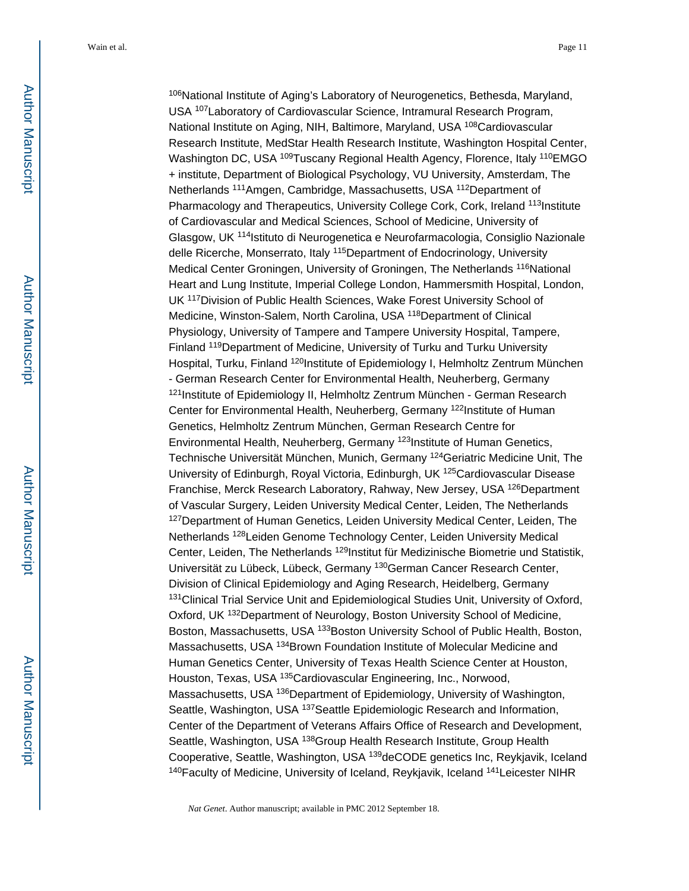[106]National Institute of Aging's Laboratory of Neurogenetics, Bethesda, Maryland, USA [107]Laboratory of Cardiovascular Science, Intramural Research Program, National Institute on Aging, NIH, Baltimore, Maryland, USA [108]Cardiovascular Research Institute, MedStar Health Research Institute, Washington Hospital Center, Washington DC, USA [109]Tuscany Regional Health Agency, Florence, Italy [110]EMGO + institute, Department of Biological Psychology, VU University, Amsterdam, The Netherlands [111]Amgen, Cambridge, Massachusetts, USA [112]Department of Pharmacology and Therapeutics, University College Cork, Cork, Ireland [113]Institute of Cardiovascular and Medical Sciences, School of Medicine, University of Glasgow, UK [114]Istituto di Neurogenetica e Neurofarmacologia, Consiglio Nazionale delle Ricerche, Monserrato, Italy [115]Department of Endocrinology, University Medical Center Groningen, University of Groningen, The Netherlands [116]National Heart and Lung Institute, Imperial College London, Hammersmith Hospital, London, UK [117]Division of Public Health Sciences, Wake Forest University School of Medicine, Winston-Salem, North Carolina, USA [118]Department of Clinical Physiology, University of Tampere and Tampere University Hospital, Tampere, Finland [119]Department of Medicine, University of Turku and Turku University Hospital, Turku, Finland [120]Institute of Epidemiology I, Helmholtz Zentrum München - German Research Center for Environmental Health, Neuherberg, Germany [121]Institute of Epidemiology II, Helmholtz Zentrum München - German Research Center for Environmental Health, Neuherberg, Germany [122]Institute of Human Genetics, Helmholtz Zentrum München, German Research Centre for Environmental Health, Neuherberg, Germany [123]Institute of Human Genetics, Technische Universität München, Munich, Germany [124]Geriatric Medicine Unit, The University of Edinburgh, Royal Victoria, Edinburgh, UK [125]Cardiovascular Disease Franchise, Merck Research Laboratory, Rahway, New Jersey, USA [126]Department of Vascular Surgery, Leiden University Medical Center, Leiden, The Netherlands [127]Department of Human Genetics, Leiden University Medical Center, Leiden, The Netherlands [128]Leiden Genome Technology Center, Leiden University Medical Center, Leiden, The Netherlands [129]Institut für Medizinische Biometrie und Statistik, Universität zu Lübeck, Lübeck, Germany [130]German Cancer Research Center, Division of Clinical Epidemiology and Aging Research, Heidelberg, Germany [131]Clinical Trial Service Unit and Epidemiological Studies Unit, University of Oxford, Oxford, UK [132]Department of Neurology, Boston University School of Medicine, Boston, Massachusetts, USA [133]Boston University School of Public Health, Boston, Massachusetts, USA [134]Brown Foundation Institute of Molecular Medicine and Human Genetics Center, University of Texas Health Science Center at Houston, Houston, Texas, USA [135]Cardiovascular Engineering, Inc., Norwood, Massachusetts, USA [136]Department of Epidemiology, University of Washington, Seattle, Washington, USA [137]Seattle Epidemiologic Research and Information, Center of the Department of Veterans Affairs Office of Research and Development, Seattle, Washington, USA [138]Group Health Research Institute, Group Health Cooperative, Seattle, Washington, USA [139]deCODE genetics Inc, Reykjavik, Iceland [140]Faculty of Medicine, University of Iceland, Reykjavik, Iceland [141]Leicester NIHR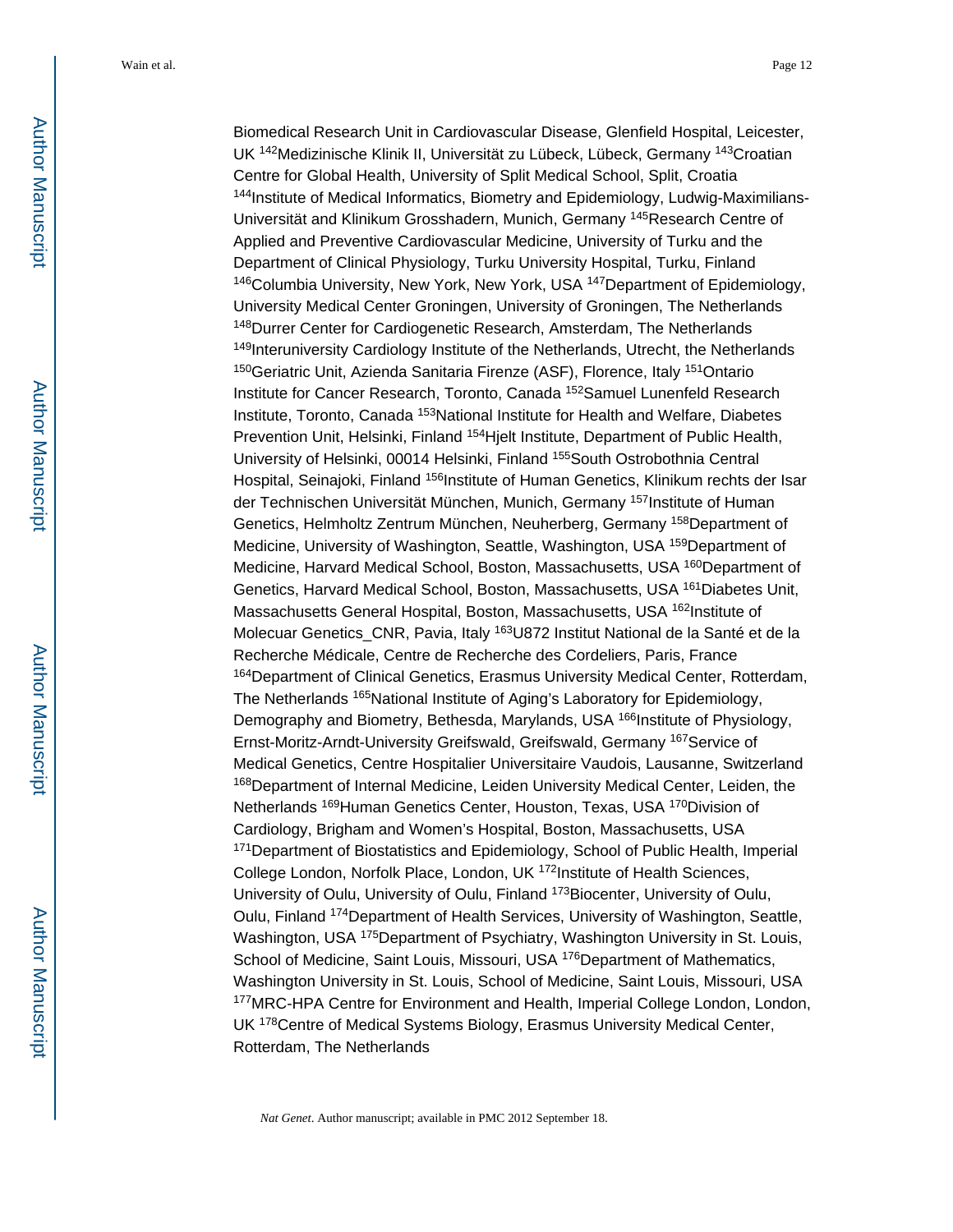Biomedical Research Unit in Cardiovascular Disease, Glenfield Hospital, Leicester, UK [142]Medizinische Klinik II, Universität zu Lübeck, Lübeck, Germany [143]Croatian Centre for Global Health, University of Split Medical School, Split, Croatia [144]Institute of Medical Informatics, Biometry and Epidemiology, Ludwig-Maximilians-Universität and Klinikum Grosshadern, Munich, Germany [145]Research Centre of Applied and Preventive Cardiovascular Medicine, University of Turku and the Department of Clinical Physiology, Turku University Hospital, Turku, Finland [146]Columbia University, New York, New York, USA [147]Department of Epidemiology, University Medical Center Groningen, University of Groningen, The Netherlands [148]Durrer Center for Cardiogenetic Research, Amsterdam, The Netherlands [149]Interuniversity Cardiology Institute of the Netherlands, Utrecht, the Netherlands [150]Geriatric Unit, Azienda Sanitaria Firenze (ASF), Florence, Italy [151]Ontario Institute for Cancer Research, Toronto, Canada [152]Samuel Lunenfeld Research Institute, Toronto, Canada [153]National Institute for Health and Welfare, Diabetes Prevention Unit, Helsinki, Finland [154]Hjelt Institute, Department of Public Health, University of Helsinki, 00014 Helsinki, Finland [155]South Ostrobothnia Central Hospital, Seinajoki, Finland [156]Institute of Human Genetics, Klinikum rechts der Isar der Technischen Universität München, Munich, Germany [157]Institute of Human Genetics, Helmholtz Zentrum München, Neuherberg, Germany [158]Department of Medicine, University of Washington, Seattle, Washington, USA [159]Department of Medicine, Harvard Medical School, Boston, Massachusetts, USA [160]Department of Genetics, Harvard Medical School, Boston, Massachusetts, USA [161]Diabetes Unit, Massachusetts General Hospital, Boston, Massachusetts, USA [162]Institute of Molecuar Genetics_CNR, Pavia, Italy [163]U872 Institut National de la Santé et de la Recherche Médicale, Centre de Recherche des Cordeliers, Paris, France [164]Department of Clinical Genetics, Erasmus University Medical Center, Rotterdam, The Netherlands [165]National Institute of Aging's Laboratory for Epidemiology, Demography and Biometry, Bethesda, Marylands, USA [166]Institute of Physiology, Ernst-Moritz-Arndt-University Greifswald, Greifswald, Germany [167]Service of Medical Genetics, Centre Hospitalier Universitaire Vaudois, Lausanne, Switzerland [168]Department of Internal Medicine, Leiden University Medical Center, Leiden, the Netherlands [169]Human Genetics Center, Houston, Texas, USA [170]Division of Cardiology, Brigham and Women's Hospital, Boston, Massachusetts, USA [171]Department of Biostatistics and Epidemiology, School of Public Health, Imperial College London, Norfolk Place, London, UK [172]Institute of Health Sciences, University of Oulu, University of Oulu, Finland [173]Biocenter, University of Oulu, Oulu, Finland [174]Department of Health Services, University of Washington, Seattle, Washington, USA [175]Department of Psychiatry, Washington University in St. Louis, School of Medicine, Saint Louis, Missouri, USA [176]Department of Mathematics, Washington University in St. Louis, School of Medicine, Saint Louis, Missouri, USA [177]MRC-HPA Centre for Environment and Health, Imperial College London, London, UK [178]Centre of Medical Systems Biology, Erasmus University Medical Center, Rotterdam, The Netherlands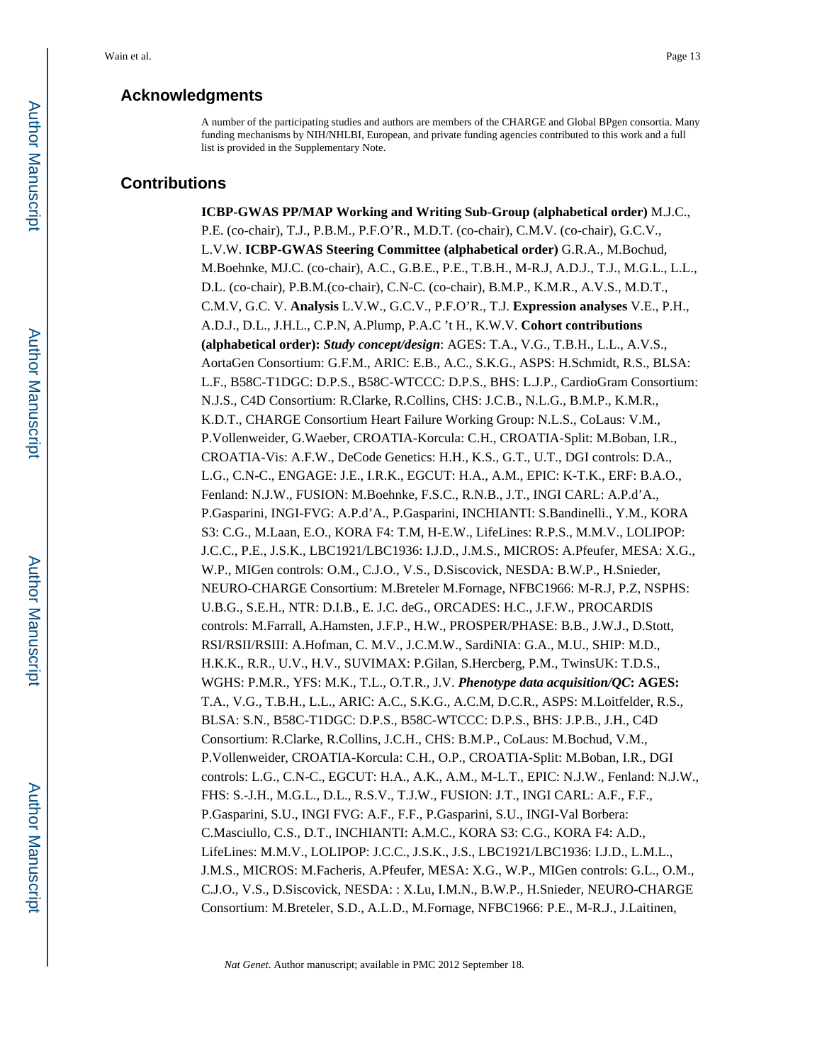## Acknowledgments

A number of the participating studies and authors are members of the CHARGE and Global BPgen consortia. Many funding mechanisms by NIH/NHLBI, European, and private funding agencies contributed to this work and a full list is provided in the Supplementary Note.

## Contributions

**ICBP-GWAS PP/MAP Working and Writing Sub-Group (alphabetical order)** M.J.C., P.E. (co-chair), T.J., P.B.M., P.F.O'R., M.D.T. (co-chair), C.M.V. (co-chair), G.C.V., L.V.W. **ICBP-GWAS Steering Committee (alphabetical order)** G.R.A., M.Bochud, M.Boehnke, MJ.C. (co-chair), A.C., G.B.E., P.E., T.B.H., M-R.J, A.D.J., T.J., M.G.L., L.L., D.L. (co-chair), P.B.M.(co-chair), C.N-C. (co-chair), B.M.P., K.M.R., A.V.S., M.D.T., C.M.V, G.C. V. **Analysis** L.V.W., G.C.V., P.F.O'R., T.J. **Expression analyses** V.E., P.H., A.D.J., D.L., J.H.L., C.P.N, A.Plump, P.A.C 't H., K.W.V. **Cohort contributions (alphabetical order):** ***Study concept/design***: AGES: T.A., V.G., T.B.H., L.L., A.V.S., AortaGen Consortium: G.F.M., ARIC: E.B., A.C., S.K.G., ASPS: H.Schmidt, R.S., BLSA: L.F., B58C-T1DGC: D.P.S., B58C-WTCCC: D.P.S., BHS: L.J.P., CardioGram Consortium: N.J.S., C4D Consortium: R.Clarke, R.Collins, CHS: J.C.B., N.L.G., B.M.P., K.M.R., K.D.T., CHARGE Consortium Heart Failure Working Group: N.L.S., CoLaus: V.M., P.Vollenweider, G.Waeber, CROATIA-Korcula: C.H., CROATIA-Split: M.Boban, I.R., CROATIA-Vis: A.F.W., DeCode Genetics: H.H., K.S., G.T., U.T., DGI controls: D.A., L.G., C.N-C., ENGAGE: J.E., I.R.K., EGCUT: H.A., A.M., EPIC: K-T.K., ERF: B.A.O., Fenland: N.J.W., FUSION: M.Boehnke, F.S.C., R.N.B., J.T., INGI CARL: A.P.d'A., P.Gasparini, INGI-FVG: A.P.d'A., P.Gasparini, INCHIANTI: S.Bandinelli., Y.M., KORA S3: C.G., M.Laan, E.O., KORA F4: T.M, H-E.W., LifeLines: R.P.S., M.M.V., LOLIPOP: J.C.C., P.E., J.S.K., LBC1921/LBC1936: I.J.D., J.M.S., MICROS: A.Pfeufer, MESA: X.G., W.P., MIGen controls: O.M., C.J.O., V.S., D.Siscovick, NESDA: B.W.P., H.Snieder, NEURO-CHARGE Consortium: M.Breteler M.Fornage, NFBC1966: M-R.J, P.Z, NSPHS: U.B.G., S.E.H., NTR: D.I.B., E. J.C. deG., ORCADES: H.C., J.F.W., PROCARDIS controls: M.Farrall, A.Hamsten, J.F.P., H.W., PROSPER/PHASE: B.B., J.W.J., D.Stott, RSI/RSII/RSIII: A.Hofman, C. M.V., J.C.M.W., SardiNIA: G.A., M.U., SHIP: M.D., H.K.K., R.R., U.V., H.V., SUVIMAX: P.Gilan, S.Hercberg, P.M., TwinsUK: T.D.S., WGHS: P.M.R., YFS: M.K., T.L., O.T.R., J.V. ***Phenotype data acquisition/QC*: AGES:** T.A., V.G., T.B.H., L.L., ARIC: A.C., S.K.G., A.C.M, D.C.R., ASPS: M.Loitfelder, R.S., BLSA: S.N., B58C-T1DGC: D.P.S., B58C-WTCCC: D.P.S., BHS: J.P.B., J.H., C4D Consortium: R.Clarke, R.Collins, J.C.H., CHS: B.M.P., CoLaus: M.Bochud, V.M., P.Vollenweider, CROATIA-Korcula: C.H., O.P., CROATIA-Split: M.Boban, I.R., DGI controls: L.G., C.N-C., EGCUT: H.A., A.K., A.M., M-L.T., EPIC: N.J.W., Fenland: N.J.W., FHS: S.-J.H., M.G.L., D.L., R.S.V., T.J.W., FUSION: J.T., INGI CARL: A.F., F.F., P.Gasparini, S.U., INGI FVG: A.F., F.F., P.Gasparini, S.U., INGI-Val Borbera: C.Masciullo, C.S., D.T., INCHIANTI: A.M.C., KORA S3: C.G., KORA F4: A.D., LifeLines: M.M.V., LOLIPOP: J.C.C., J.S.K., J.S., LBC1921/LBC1936: I.J.D., L.M.L., J.M.S., MICROS: M.Facheris, A.Pfeufer, MESA: X.G., W.P., MIGen controls: G.L., O.M., C.J.O., V.S., D.Siscovick, NESDA: : X.Lu, I.M.N., B.W.P., H.Snieder, NEURO-CHARGE Consortium: M.Breteler, S.D., A.L.D., M.Fornage, NFBC1966: P.E., M-R.J., J.Laitinen,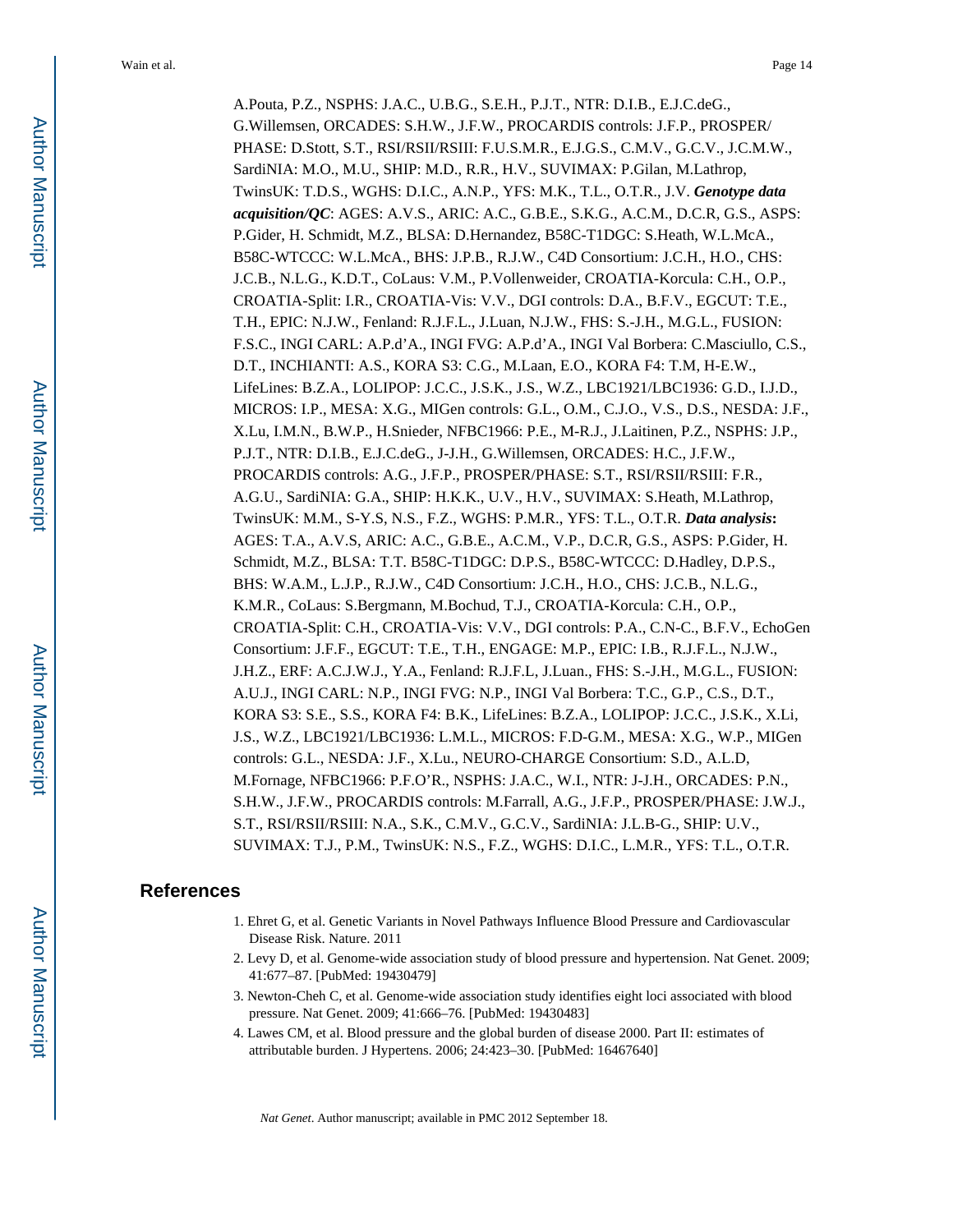A.Pouta, P.Z., NSPHS: J.A.C., U.B.G., S.E.H., P.J.T., NTR: D.I.B., E.J.C.deG., G.Willemsen, ORCADES: S.H.W., J.F.W., PROCARDIS controls: J.F.P., PROSPER/PHASE: D.Stott, S.T., RSI/RSII/RSIII: F.U.S.M.R., E.J.G.S., C.M.V., G.C.V., J.C.M.W., SardiNIA: M.O., M.U., SHIP: M.D., R.R., H.V., SUVIMAX: P.Gilan, M.Lathrop, TwinsUK: T.D.S., WGHS: D.I.C., A.N.P., YFS: M.K., T.L., O.T.R., J.V. ***Genotype data acquisition/QC***: AGES: A.V.S., ARIC: A.C., G.B.E., S.K.G., A.C.M., D.C.R, G.S., ASPS: P.Gider, H. Schmidt, M.Z., BLSA: D.Hernandez, B58C-T1DGC: S.Heath, W.L.McA., B58C-WTCCC: W.L.McA., BHS: J.P.B., R.J.W., C4D Consortium: J.C.H., H.O., CHS: J.C.B., N.L.G., K.D.T., CoLaus: V.M., P.Vollenweider, CROATIA-Korcula: C.H., O.P., CROATIA-Split: I.R., CROATIA-Vis: V.V., DGI controls: D.A., B.F.V., EGCUT: T.E., T.H., EPIC: N.J.W., Fenland: R.J.F.L., J.Luan, N.J.W., FHS: S.-J.H., M.G.L., FUSION: F.S.C., INGI CARL: A.P.d'A., INGI FVG: A.P.d'A., INGI Val Borbera: C.Masciullo, C.S., D.T., INCHIANTI: A.S., KORA S3: C.G., M.Laan, E.O., KORA F4: T.M, H-E.W., LifeLines: B.Z.A., LOLIPOP: J.C.C., J.S.K., J.S., W.Z., LBC1921/LBC1936: G.D., I.J.D., MICROS: I.P., MESA: X.G., MIGen controls: G.L., O.M., C.J.O., V.S., D.S., NESDA: J.F., X.Lu, I.M.N., B.W.P., H.Snieder, NFBC1966: P.E., M-R.J., J.Laitinen, P.Z., NSPHS: J.P., P.J.T., NTR: D.I.B., E.J.C.deG., J-J.H., G.Willemsen, ORCADES: H.C., J.F.W., PROCARDIS controls: A.G., J.F.P., PROSPER/PHASE: S.T., RSI/RSII/RSIII: F.R., A.G.U., SardiNIA: G.A., SHIP: H.K.K., U.V., H.V., SUVIMAX: S.Heath, M.Lathrop, TwinsUK: M.M., S-Y.S, N.S., F.Z., WGHS: P.M.R., YFS: T.L., O.T.R. ***Data analysis*****:** AGES: T.A., A.V.S, ARIC: A.C., G.B.E., A.C.M., V.P., D.C.R, G.S., ASPS: P.Gider, H. Schmidt, M.Z., BLSA: T.T. B58C-T1DGC: D.P.S., B58C-WTCCC: D.Hadley, D.P.S., BHS: W.A.M., L.J.P., R.J.W., C4D Consortium: J.C.H., H.O., CHS: J.C.B., N.L.G., K.M.R., CoLaus: S.Bergmann, M.Bochud, T.J., CROATIA-Korcula: C.H., O.P., CROATIA-Split: C.H., CROATIA-Vis: V.V., DGI controls: P.A., C.N-C., B.F.V., EchoGen Consortium: J.F.F., EGCUT: T.E., T.H., ENGAGE: M.P., EPIC: I.B., R.J.F.L., N.J.W., J.H.Z., ERF: A.C.J.W.J., Y.A., Fenland: R.J.F.L, J.Luan., FHS: S.-J.H., M.G.L., FUSION: A.U.J., INGI CARL: N.P., INGI FVG: N.P., INGI Val Borbera: T.C., G.P., C.S., D.T., KORA S3: S.E., S.S., KORA F4: B.K., LifeLines: B.Z.A., LOLIPOP: J.C.C., J.S.K., X.Li, J.S., W.Z., LBC1921/LBC1936: L.M.L., MICROS: F.D-G.M., MESA: X.G., W.P., MIGen controls: G.L., NESDA: J.F., X.Lu., NEURO-CHARGE Consortium: S.D., A.L.D, M.Fornage, NFBC1966: P.F.O'R., NSPHS: J.A.C., W.I., NTR: J-J.H., ORCADES: P.N., S.H.W., J.F.W., PROCARDIS controls: M.Farrall, A.G., J.F.P., PROSPER/PHASE: J.W.J., S.T., RSI/RSII/RSIII: N.A., S.K., C.M.V., G.C.V., SardiNIA: J.L.B-G., SHIP: U.V., SUVIMAX: T.J., P.M., TwinsUK: N.S., F.Z., WGHS: D.I.C., L.M.R., YFS: T.L., O.T.R.

## References

1. Ehret G, et al. Genetic Variants in Novel Pathways Influence Blood Pressure and Cardiovascular Disease Risk. Nature. 2011
2. Levy D, et al. Genome-wide association study of blood pressure and hypertension. Nat Genet. 2009; 41:677–87. [PubMed: 19430479]
3. Newton-Cheh C, et al. Genome-wide association study identifies eight loci associated with blood pressure. Nat Genet. 2009; 41:666–76. [PubMed: 19430483]
4. Lawes CM, et al. Blood pressure and the global burden of disease 2000. Part II: estimates of attributable burden. J Hypertens. 2006; 24:423–30. [PubMed: 16467640]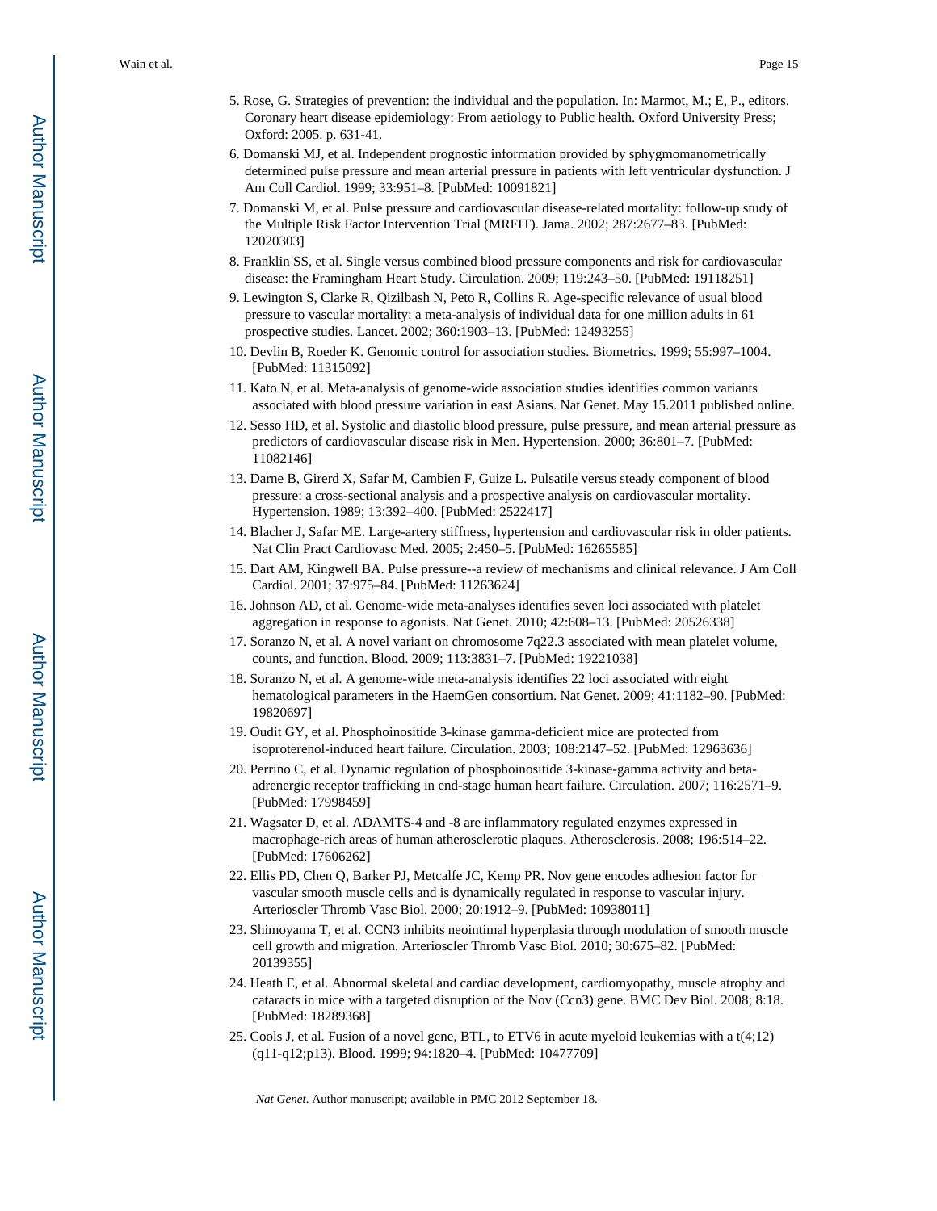5. Rose, G. Strategies of prevention: the individual and the population. In: Marmot, M.; E, P., editors. Coronary heart disease epidemiology: From aetiology to Public health. Oxford University Press; Oxford: 2005. p. 631-41.
6. Domanski MJ, et al. Independent prognostic information provided by sphygmomanometrically determined pulse pressure and mean arterial pressure in patients with left ventricular dysfunction. J Am Coll Cardiol. 1999; 33:951–8. [PubMed: 10091821]
7. Domanski M, et al. Pulse pressure and cardiovascular disease-related mortality: follow-up study of the Multiple Risk Factor Intervention Trial (MRFIT). Jama. 2002; 287:2677–83. [PubMed: 12020303]
8. Franklin SS, et al. Single versus combined blood pressure components and risk for cardiovascular disease: the Framingham Heart Study. Circulation. 2009; 119:243–50. [PubMed: 19118251]
9. Lewington S, Clarke R, Qizilbash N, Peto R, Collins R. Age-specific relevance of usual blood pressure to vascular mortality: a meta-analysis of individual data for one million adults in 61 prospective studies. Lancet. 2002; 360:1903–13. [PubMed: 12493255]
10. Devlin B, Roeder K. Genomic control for association studies. Biometrics. 1999; 55:997–1004. [PubMed: 11315092]
11. Kato N, et al. Meta-analysis of genome-wide association studies identifies common variants associated with blood pressure variation in east Asians. Nat Genet. May 15.2011 published online.
12. Sesso HD, et al. Systolic and diastolic blood pressure, pulse pressure, and mean arterial pressure as predictors of cardiovascular disease risk in Men. Hypertension. 2000; 36:801–7. [PubMed: 11082146]
13. Darne B, Girerd X, Safar M, Cambien F, Guize L. Pulsatile versus steady component of blood pressure: a cross-sectional analysis and a prospective analysis on cardiovascular mortality. Hypertension. 1989; 13:392–400. [PubMed: 2522417]
14. Blacher J, Safar ME. Large-artery stiffness, hypertension and cardiovascular risk in older patients. Nat Clin Pract Cardiovasc Med. 2005; 2:450–5. [PubMed: 16265585]
15. Dart AM, Kingwell BA. Pulse pressure--a review of mechanisms and clinical relevance. J Am Coll Cardiol. 2001; 37:975–84. [PubMed: 11263624]
16. Johnson AD, et al. Genome-wide meta-analyses identifies seven loci associated with platelet aggregation in response to agonists. Nat Genet. 2010; 42:608–13. [PubMed: 20526338]
17. Soranzo N, et al. A novel variant on chromosome 7q22.3 associated with mean platelet volume, counts, and function. Blood. 2009; 113:3831–7. [PubMed: 19221038]
18. Soranzo N, et al. A genome-wide meta-analysis identifies 22 loci associated with eight hematological parameters in the HaemGen consortium. Nat Genet. 2009; 41:1182–90. [PubMed: 19820697]
19. Oudit GY, et al. Phosphoinositide 3-kinase gamma-deficient mice are protected from isoproterenol-induced heart failure. Circulation. 2003; 108:2147–52. [PubMed: 12963636]
20. Perrino C, et al. Dynamic regulation of phosphoinositide 3-kinase-gamma activity and beta-adrenergic receptor trafficking in end-stage human heart failure. Circulation. 2007; 116:2571–9. [PubMed: 17998459]
21. Wagsater D, et al. ADAMTS-4 and -8 are inflammatory regulated enzymes expressed in macrophage-rich areas of human atherosclerotic plaques. Atherosclerosis. 2008; 196:514–22. [PubMed: 17606262]
22. Ellis PD, Chen Q, Barker PJ, Metcalfe JC, Kemp PR. Nov gene encodes adhesion factor for vascular smooth muscle cells and is dynamically regulated in response to vascular injury. Arterioscler Thromb Vasc Biol. 2000; 20:1912–9. [PubMed: 10938011]
23. Shimoyama T, et al. CCN3 inhibits neointimal hyperplasia through modulation of smooth muscle cell growth and migration. Arterioscler Thromb Vasc Biol. 2010; 30:675–82. [PubMed: 20139355]
24. Heath E, et al. Abnormal skeletal and cardiac development, cardiomyopathy, muscle atrophy and cataracts in mice with a targeted disruption of the Nov (Ccn3) gene. BMC Dev Biol. 2008; 8:18. [PubMed: 18289368]
25. Cools J, et al. Fusion of a novel gene, BTL, to ETV6 in acute myeloid leukemias with a t(4;12)(q11-q12;p13). Blood. 1999; 94:1820–4. [PubMed: 10477709]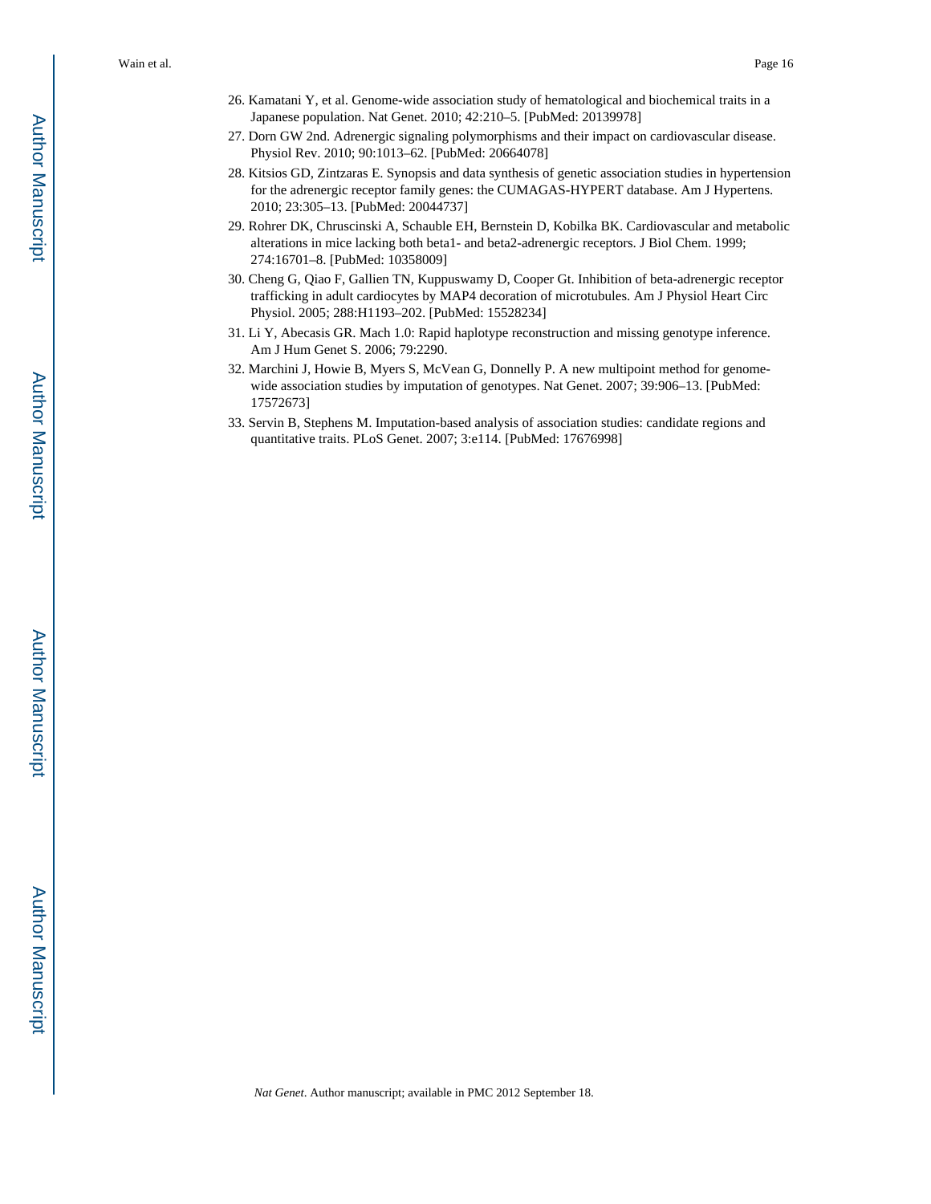26. Kamatani Y, et al. Genome-wide association study of hematological and biochemical traits in a Japanese population. Nat Genet. 2010; 42:210–5. [PubMed: 20139978]
27. Dorn GW 2nd. Adrenergic signaling polymorphisms and their impact on cardiovascular disease. Physiol Rev. 2010; 90:1013–62. [PubMed: 20664078]
28. Kitsios GD, Zintzaras E. Synopsis and data synthesis of genetic association studies in hypertension for the adrenergic receptor family genes: the CUMAGAS-HYPERT database. Am J Hypertens. 2010; 23:305–13. [PubMed: 20044737]
29. Rohrer DK, Chruscinski A, Schauble EH, Bernstein D, Kobilka BK. Cardiovascular and metabolic alterations in mice lacking both beta1- and beta2-adrenergic receptors. J Biol Chem. 1999; 274:16701–8. [PubMed: 10358009]
30. Cheng G, Qiao F, Gallien TN, Kuppuswamy D, Cooper Gt. Inhibition of beta-adrenergic receptor trafficking in adult cardiocytes by MAP4 decoration of microtubules. Am J Physiol Heart Circ Physiol. 2005; 288:H1193–202. [PubMed: 15528234]
31. Li Y, Abecasis GR. Mach 1.0: Rapid haplotype reconstruction and missing genotype inference. Am J Hum Genet S. 2006; 79:2290.
32. Marchini J, Howie B, Myers S, McVean G, Donnelly P. A new multipoint method for genome-wide association studies by imputation of genotypes. Nat Genet. 2007; 39:906–13. [PubMed: 17572673]
33. Servin B, Stephens M. Imputation-based analysis of association studies: candidate regions and quantitative traits. PLoS Genet. 2007; 3:e114. [PubMed: 17676998]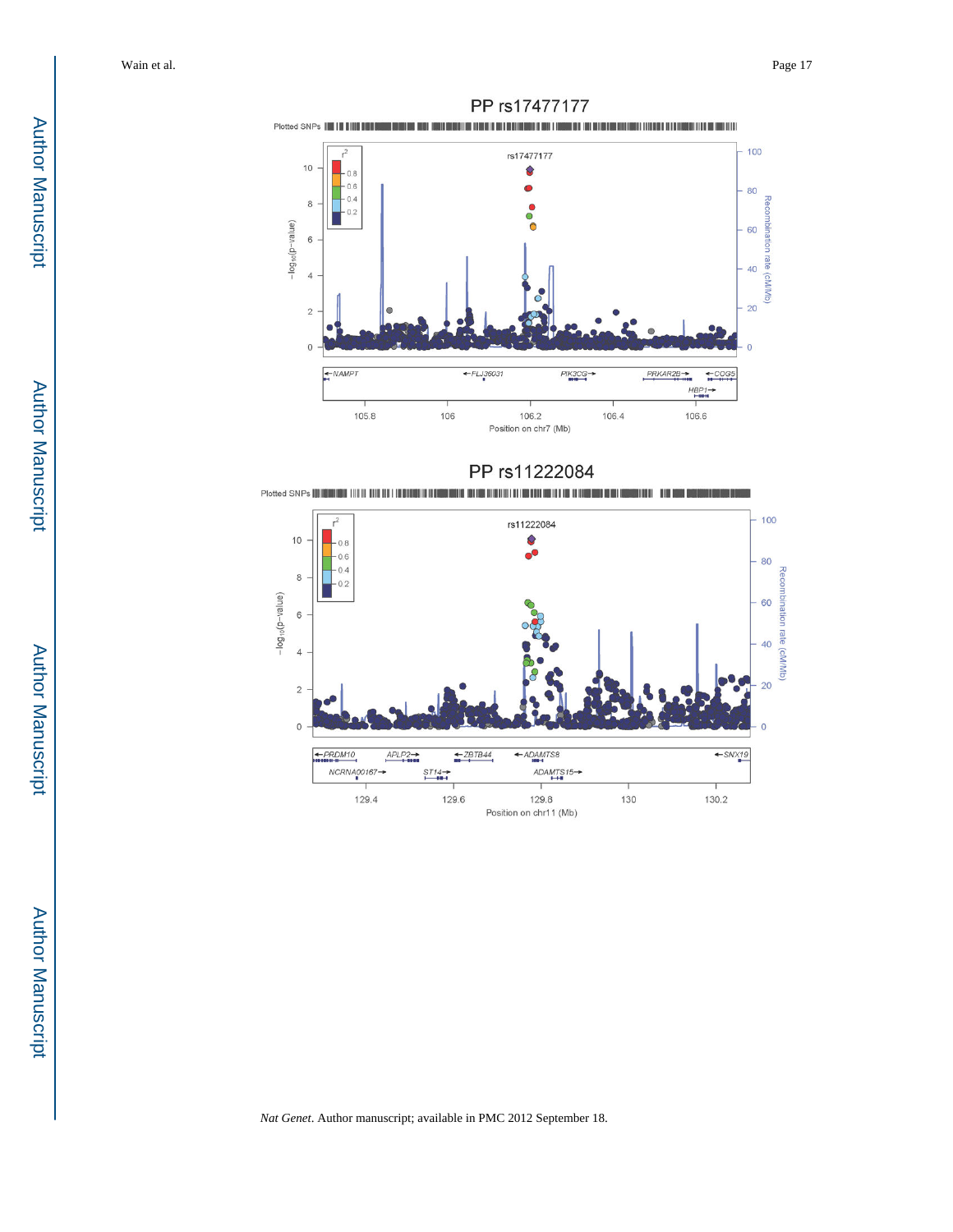PP rs17477177

PP rs11222084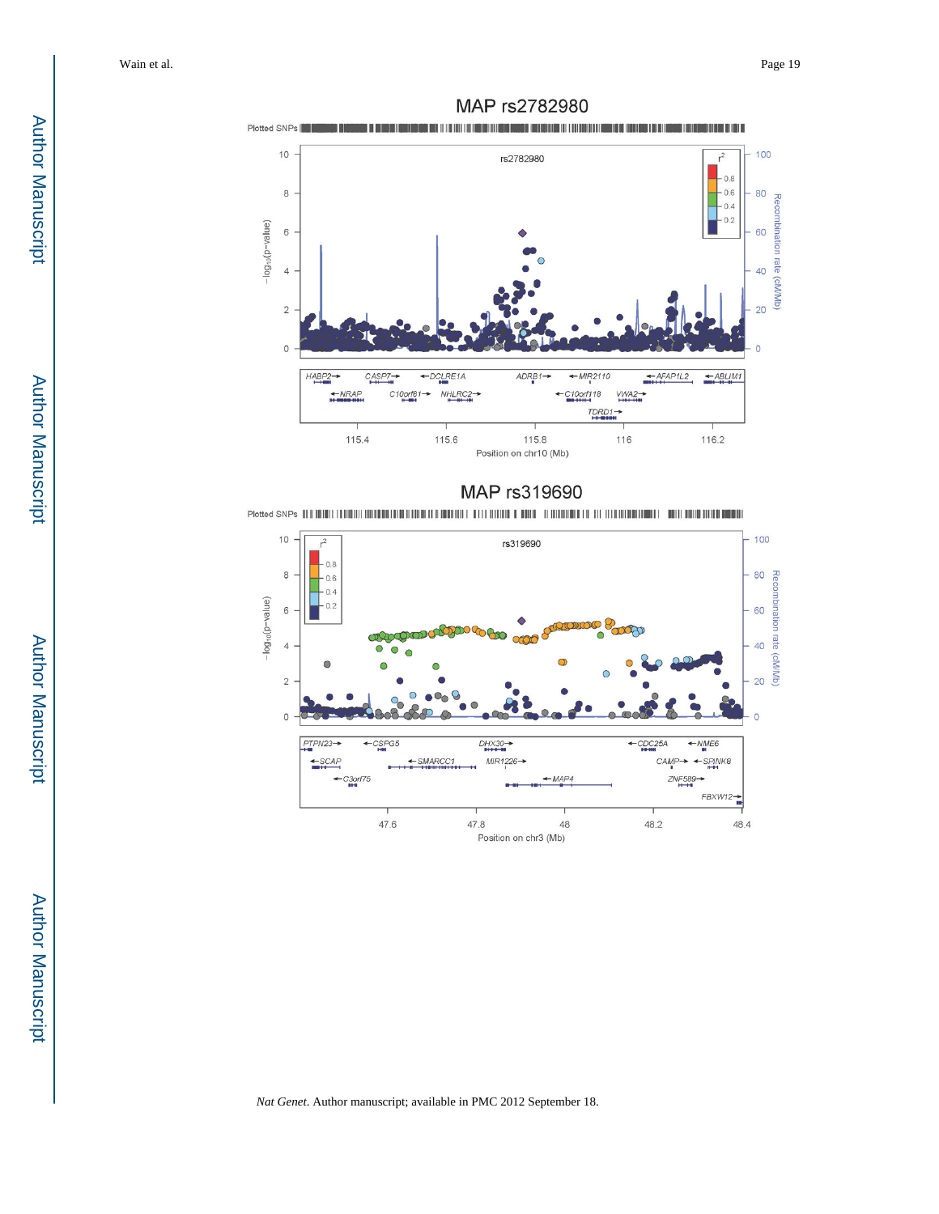MAP rs2782980

Plotted SNPs

rs2782980

$-\log_{10}(p\text{-value})$

Recombination rate (cM/Mb)

$r^2$: 0.8, 0.6, 0.4, 0.2

HABP2, CASP7, DCLRE1A, ADRB1, MIR2110, AFAP1L2, ABLIM1, NRAP, C10orf81, NHLRC2, C10orf118, VWA2, TDRD1

115.4 115.6 115.8 116 116.2

Position on chr10 (Mb)

MAP rs319690

Plotted SNPs

rs319690

$-\log_{10}(p\text{-value})$

Recombination rate (cM/Mb)

$r^2$: 0.8, 0.6, 0.4, 0.2

PTPN23, CSPG5, DHX30, CDC25A, NME6, SCAP, SMARCC1, MIR1226, CAMP, SPINK8, C3orf75, MAP4, ZNF589, FBXW12

47.6 47.8 48 48.2 48.4

Position on chr3 (Mb)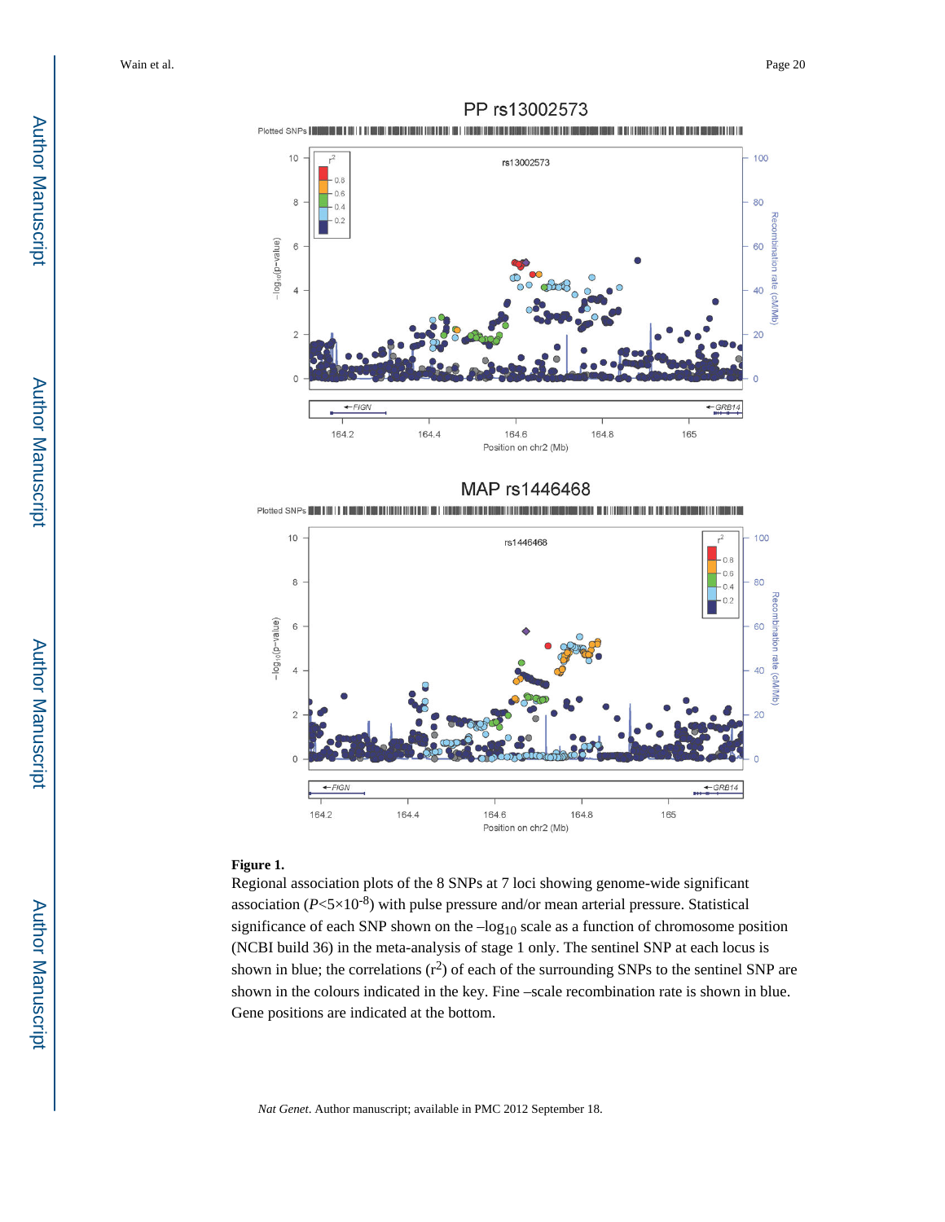**Figure 1.**

Regional association plots of the 8 SNPs at 7 loci showing genome-wide significant association ($P$<5×10$^{-8}$) with pulse pressure and/or mean arterial pressure. Statistical significance of each SNP shown on the $-\log_{10}$ scale as a function of chromosome position (NCBI build 36) in the meta-analysis of stage 1 only. The sentinel SNP at each locus is shown in blue; the correlations ($r^2$) of each of the surrounding SNPs to the sentinel SNP are shown in the colours indicated in the key. Fine –scale recombination rate is shown in blue. Gene positions are indicated at the bottom.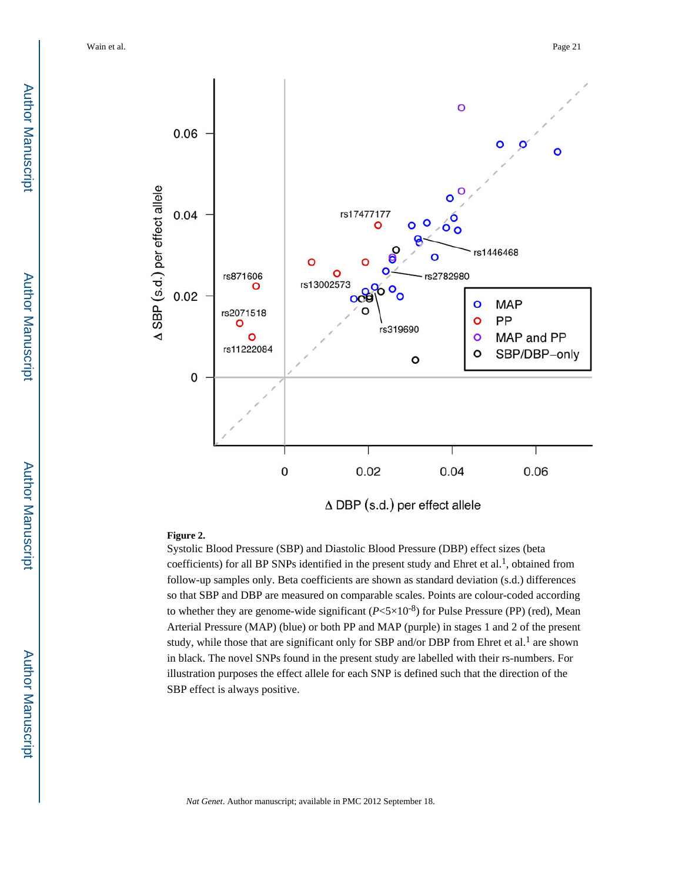**Figure 2.**

Systolic Blood Pressure (SBP) and Diastolic Blood Pressure (DBP) effect sizes (beta coefficients) for all BP SNPs identified in the present study and Ehret et al.[1], obtained from follow-up samples only. Beta coefficients are shown as standard deviation (s.d.) differences so that SBP and DBP are measured on comparable scales. Points are colour-coded according to whether they are genome-wide significant ($P<5\times10^{-8}$) for Pulse Pressure (PP) (red), Mean Arterial Pressure (MAP) (blue) or both PP and MAP (purple) in stages 1 and 2 of the present study, while those that are significant only for SBP and/or DBP from Ehret et al.[1] are shown in black. The novel SNPs found in the present study are labelled with their rs-numbers. For illustration purposes the effect allele for each SNP is defined such that the direction of the SBP effect is always positive.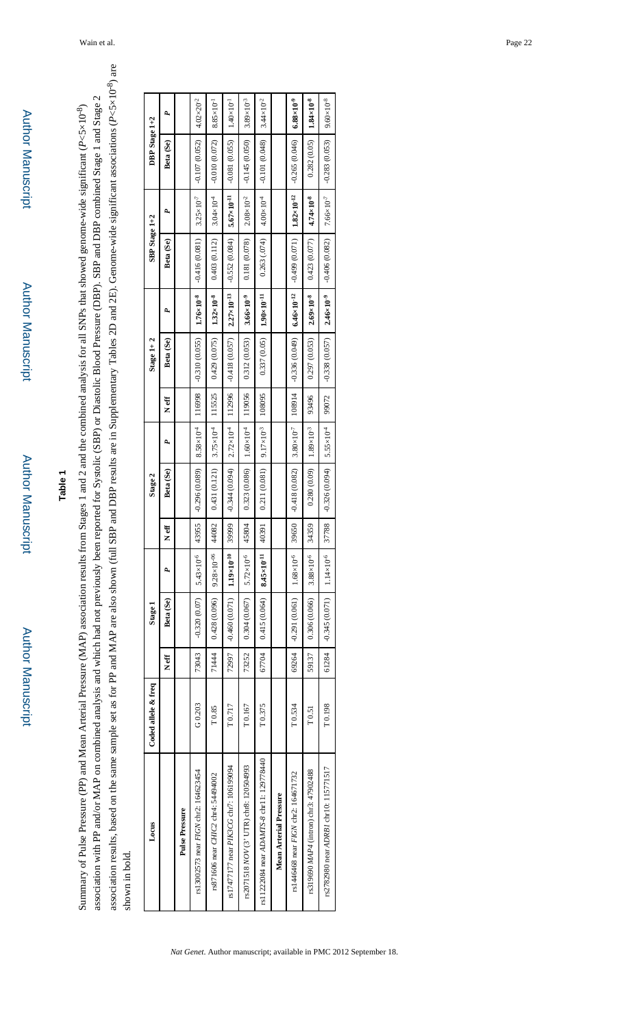**Table 1**

Summary of Pulse Pressure (PP) and Mean Arterial Pressure (MAP) association results from Stages 1 and 2 and the combined analysis for all SNPs that showed genome-wide significant ($P<5\times10^{-8}$) association with PP and/or MAP on combined analysis and which had not previously been reported for Systolic (SBP) or Diastolic Blood Pressure (DBP). SBP and DBP combined Stage 1 and Stage 2 association results, based on the same sample set as for PP and MAP are also shown (full SBP and DBP results are in Supplementary Tables 2D and 2E). Genome-wide significant associations ($P<5\times10^{-8}$) are shown in bold.

| Locus | Coded allele & freq | Stage 1 | | | Stage 2 | | | Stage 1+2 | | | SBP Stage 1+2 | | DBP Stage 1+2 | |
|---|---|---|---|---|---|---|---|---|---|---|---|---|---|---|
| | | N eff | Beta (Se) | P | N eff | Beta (Se) | P | N eff | Beta (Se) | P | Beta (Se) | P | Beta (Se) | P |
| **Pulse Pressure** | | | | | | | | | | | | | | |
| rs13002573 near *FIGN* chr2: 164623454 | G 0.203 | 73043 | -0.320 (0.07) | $5.43\times10^{-6}$ | 43955 | -0.296 (0.089) | $8.58\times10^{-4}$ | 116998 | -0.310 (0.055) | $\mathbf{1.76\times10^{-8}}$ | -0.416 (0.081) | $3.25\times10^{-7}$ | -0.107 (0.052) | $4.02\times10^{-2}$ |
| rs871606 near *CHIC2* chr4: 54494002 | T 0.85 | 71444 | 0.428 (0.096) | $9.28\times10^{-06}$ | 44082 | 0.431 (0.121) | $3.75\times10^{-4}$ | 115525 | 0.429 (0.075) | $\mathbf{1.32\times10^{-8}}$ | 0.403 (0.112) | $3.04\times10^{-4}$ | -0.010 (0.072) | $8.85\times10^{-1}$ |
| rs17477177 near *PIK3CG* chr7: 106199094 | T 0.717 | 72997 | -0.460 (0.071) | $\mathbf{1.19\times10^{-10}}$ | 39999 | -0.344 (0.094) | $2.72\times10^{-4}$ | 112996 | -0.418 (0.057) | $\mathbf{2.27\times10^{-13}}$ | -0.552 (0.084) | $\mathbf{5.67\times10^{-11}}$ | -0.081 (0.055) | $1.40\times10^{-1}$ |
| rs2071518 *NOV* (3' UTR) chr8: 120504993 | T 0.167 | 73252 | 0.304 (0.067) | $5.72\times10^{-6}$ | 45804 | 0.323 (0.086) | $1.60\times10^{-4}$ | 119056 | 0.312 (0.053) | $\mathbf{3.66\times10^{-9}}$ | 0.181 (0.078) | $2.08\times10^{-2}$ | -0.145 (0.050) | $3.89\times10^{-3}$ |
| rs11222084 near *ADAMTS-8* chr11: 129778440 | T 0.375 | 67704 | 0.415 (0.064) | $\mathbf{8.45\times10^{-11}}$ | 40391 | 0.211 (0.081) | $9.17\times10^{-3}$ | 108095 | 0.337 (0.05) | $\mathbf{1.90\times10^{-11}}$ | 0.263 (.074) | $4.00\times10^{-4}$ | -0.101 (0.048) | $3.44\times10^{-2}$ |
| **Mean Arterial Pressure** | | | | | | | | | | | | | | |
| rs1446468 near *FIGN* chr2: 164671732 | T 0.534 | 69264 | -0.291 (0.061) | $1.68\times10^{-6}$ | 39650 | -0.418 (0.082) | $3.80\times10^{-7}$ | 108914 | -0.336 (0.049) | $\mathbf{6.46\times10^{-12}}$ | -0.499 (0.071) | $\mathbf{1.82\times10^{-12}}$ | -0.265 (0.046) | $\mathbf{6.88\times10^{-9}}$ |
| rs319690 *MAP4* (intron) chr3: 47902488 | T 0.51 | 59137 | 0.306 (0.066) | $3.88\times10^{-6}$ | 34359 | 0.280 (0.09) | $1.89\times10^{-3}$ | 93496 | 0.297 (0.053) | $\mathbf{2.69\times10^{-8}}$ | 0.423 (0.077) | $\mathbf{4.74\times10^{-8}}$ | 0.282 (0.05) | $\mathbf{1.84\times10^{-8}}$ |
| rs2782980 near *ADRB1* chr10: 115771517 | T 0.198 | 61284 | -0.345 (0.071) | $1.14\times10^{-6}$ | 37788 | -0.326 (0.094) | $5.55\times10^{-4}$ | 99072 | -0.338 (0.057) | $\mathbf{2.46\times10^{-9}}$ | -0.406 (0.082) | $7.66\times10^{-7}$ | -0.283 (0.053) | $9.60\times10^{-8}$ |